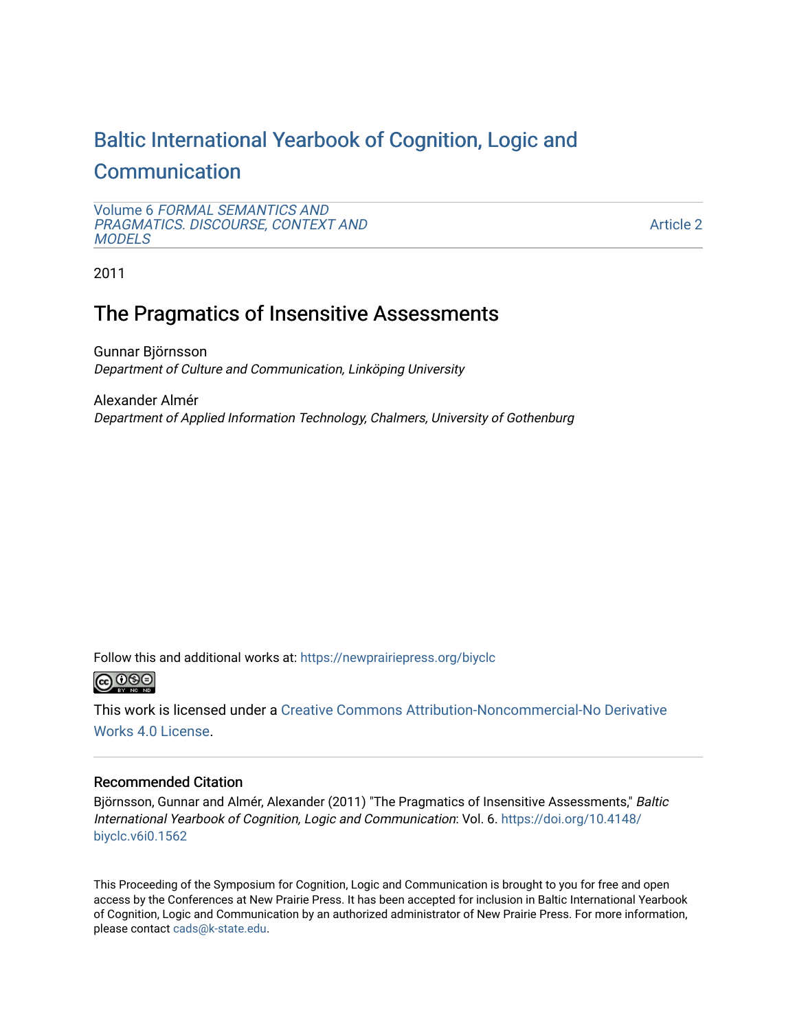# Baltic International Yearbook of Cognition, Logic and Communication

Volume 6 *FORMAL SEMANTICS AND PRAGMATICS. DISCOURSE, CONTEXT AND MODELS*

Article 2

2011

## The Pragmatics of Insensitive Assessments

Gunnar Björnsson
*Department of Culture and Communication, Linköping University*

Alexander Almér
*Department of Applied Information Technology, Chalmers, University of Gothenburg*

Follow this and additional works at: https://newprairiepress.org/biyclc

This work is licensed under a Creative Commons Attribution-Noncommercial-No Derivative Works 4.0 License.

### Recommended Citation

Björnsson, Gunnar and Almér, Alexander (2011) "The Pragmatics of Insensitive Assessments," *Baltic International Yearbook of Cognition, Logic and Communication*: Vol. 6. https://doi.org/10.4148/biyclc.v6i0.1562

This Proceeding of the Symposium for Cognition, Logic and Communication is brought to you for free and open access by the Conferences at New Prairie Press. It has been accepted for inclusion in Baltic International Yearbook of Cognition, Logic and Communication by an authorized administrator of New Prairie Press. For more information, please contact cads@k-state.edu.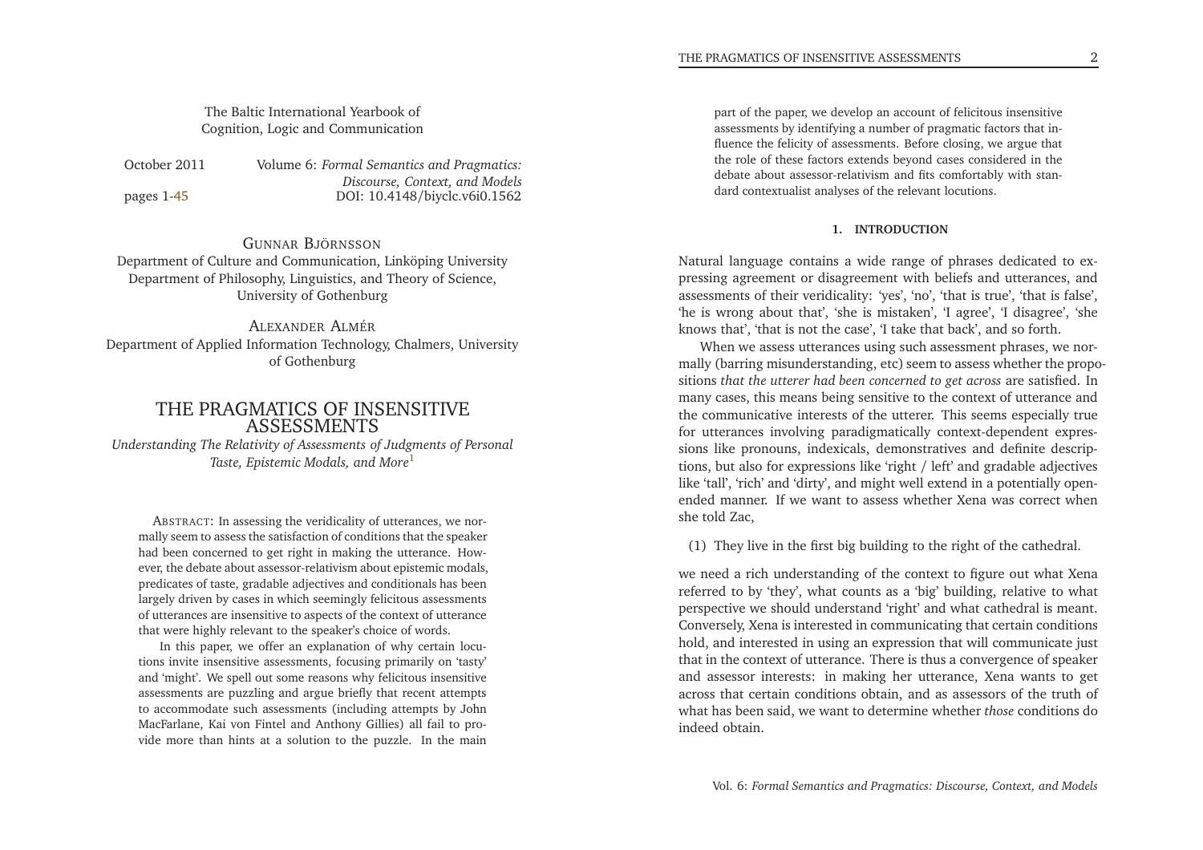The Baltic International Yearbook of Cognition, Logic and Communication

October 2011 — Volume 6: *Formal Semantics and Pragmatics: Discourse, Context, and Models*

pages 1-45 — DOI: 10.4148/biyclc.v6i0.1562

GUNNAR BJÖRNSSON
Department of Culture and Communication, Linköping University
Department of Philosophy, Linguistics, and Theory of Science, University of Gothenburg

ALEXANDER ALMÉR
Department of Applied Information Technology, Chalmers, University of Gothenburg

# THE PRAGMATICS OF INSENSITIVE ASSESSMENTS

*Understanding The Relativity of Assessments of Judgments of Personal Taste, Epistemic Modals, and More*[1]

ABSTRACT: In assessing the veridicality of utterances, we normally seem to assess the satisfaction of conditions that the speaker had been concerned to get right in making the utterance. However, the debate about assessor-relativism about epistemic modals, predicates of taste, gradable adjectives and conditionals has been largely driven by cases in which seemingly felicitous assessments of utterances are insensitive to aspects of the context of utterance that were highly relevant to the speaker's choice of words.

In this paper, we offer an explanation of why certain locutions invite insensitive assessments, focusing primarily on 'tasty' and 'might'. We spell out some reasons why felicitous insensitive assessments are puzzling and argue briefly that recent attempts to accommodate such assessments (including attempts by John MacFarlane, Kai von Fintel and Anthony Gillies) all fail to provide more than hints at a solution to the puzzle. In the main part of the paper, we develop an account of felicitous insensitive assessments by identifying a number of pragmatic factors that influence the felicity of assessments. Before closing, we argue that the role of these factors extends beyond cases considered in the debate about assessor-relativism and fits comfortably with standard contextualist analyses of the relevant locutions.

## 1. INTRODUCTION

Natural language contains a wide range of phrases dedicated to expressing agreement or disagreement with beliefs and utterances, and assessments of their veridicality: 'yes', 'no', 'that is true', 'that is false', 'he is wrong about that', 'she is mistaken', 'I agree', 'I disagree', 'she knows that', 'that is not the case', 'I take that back', and so forth.

When we assess utterances using such assessment phrases, we normally (barring misunderstanding, etc) seem to assess whether the propositions *that the utterer had been concerned to get across* are satisfied. In many cases, this means being sensitive to the context of utterance and the communicative interests of the utterer. This seems especially true for utterances involving paradigmatically context-dependent expressions like pronouns, indexicals, demonstratives and definite descriptions, but also for expressions like 'right / left' and gradable adjectives like 'tall', 'rich' and 'dirty', and might well extend in a potentially open-ended manner. If we want to assess whether Xena was correct when she told Zac,

(1) They live in the first big building to the right of the cathedral.

we need a rich understanding of the context to figure out what Xena referred to by 'they', what counts as a 'big' building, relative to what perspective we should understand 'right' and what cathedral is meant. Conversely, Xena is interested in communicating that certain conditions hold, and interested in using an expression that will communicate just that in the context of utterance. There is thus a convergence of speaker and assessor interests: in making her utterance, Xena wants to get across that certain conditions obtain, and as assessors of the truth of what has been said, we want to determine whether *those* conditions do indeed obtain.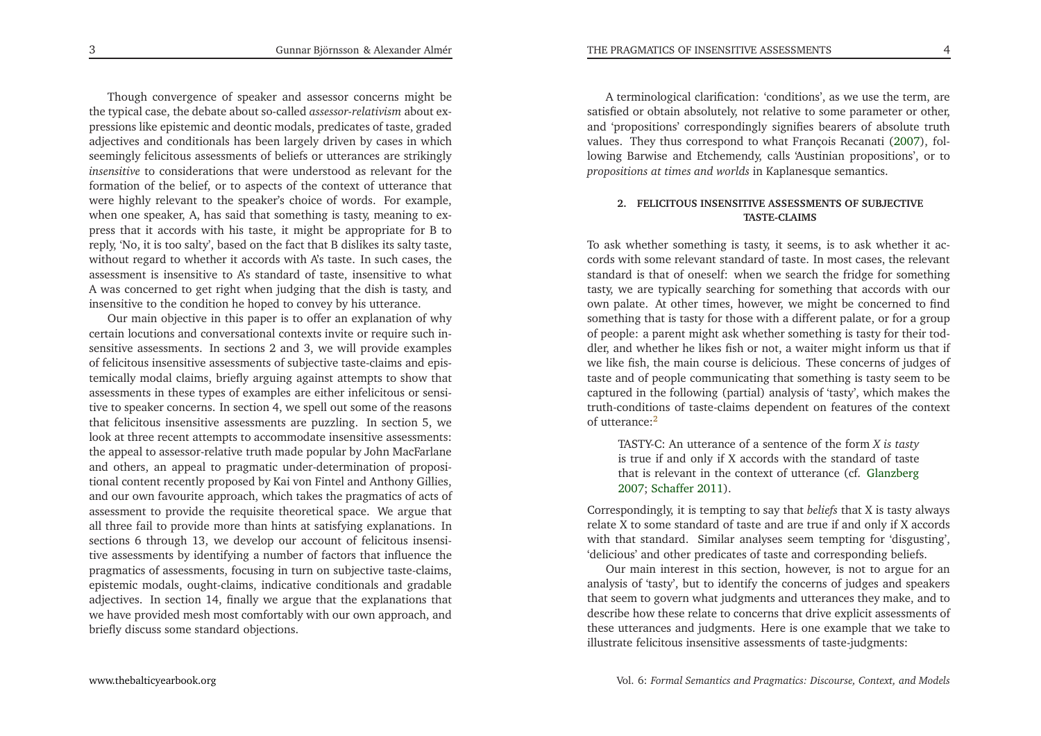Though convergence of speaker and assessor concerns might be the typical case, the debate about so-called *assessor-relativism* about expressions like epistemic and deontic modals, predicates of taste, graded adjectives and conditionals has been largely driven by cases in which seemingly felicitous assessments of beliefs or utterances are strikingly *insensitive* to considerations that were understood as relevant for the formation of the belief, or to aspects of the context of utterance that were highly relevant to the speaker's choice of words. For example, when one speaker, A, has said that something is tasty, meaning to express that it accords with his taste, it might be appropriate for B to reply, 'No, it is too salty', based on the fact that B dislikes its salty taste, without regard to whether it accords with A's taste. In such cases, the assessment is insensitive to A's standard of taste, insensitive to what A was concerned to get right when judging that the dish is tasty, and insensitive to the condition he hoped to convey by his utterance.

Our main objective in this paper is to offer an explanation of why certain locutions and conversational contexts invite or require such insensitive assessments. In sections 2 and 3, we will provide examples of felicitous insensitive assessments of subjective taste-claims and epistemically modal claims, briefly arguing against attempts to show that assessments in these types of examples are either infelicitous or sensitive to speaker concerns. In section 4, we spell out some of the reasons that felicitous insensitive assessments are puzzling. In section 5, we look at three recent attempts to accommodate insensitive assessments: the appeal to assessor-relative truth made popular by John MacFarlane and others, an appeal to pragmatic under-determination of propositional content recently proposed by Kai von Fintel and Anthony Gillies, and our own favourite approach, which takes the pragmatics of acts of assessment to provide the requisite theoretical space. We argue that all three fail to provide more than hints at satisfying explanations. In sections 6 through 13, we develop our account of felicitous insensitive assessments by identifying a number of factors that influence the pragmatics of assessments, focusing in turn on subjective taste-claims, epistemic modals, ought-claims, indicative conditionals and gradable adjectives. In section 14, finally we argue that the explanations that we have provided mesh most comfortably with our own approach, and briefly discuss some standard objections.

A terminological clarification: 'conditions', as we use the term, are satisfied or obtain absolutely, not relative to some parameter or other, and 'propositions' correspondingly signifies bearers of absolute truth values. They thus correspond to what François Recanati (2007), following Barwise and Etchemendy, calls 'Austinian propositions', or to *propositions at times and worlds* in Kaplanesque semantics.

## 2. FELICITOUS INSENSITIVE ASSESSMENTS OF SUBJECTIVE TASTE-CLAIMS

To ask whether something is tasty, it seems, is to ask whether it accords with some relevant standard of taste. In most cases, the relevant standard is that of oneself: when we search the fridge for something tasty, we are typically searching for something that accords with our own palate. At other times, however, we might be concerned to find something that is tasty for those with a different palate, or for a group of people: a parent might ask whether something is tasty for their toddler, and whether he likes fish or not, a waiter might inform us that if we like fish, the main course is delicious. These concerns of judges of taste and of people communicating that something is tasty seem to be captured in the following (partial) analysis of 'tasty', which makes the truth-conditions of taste-claims dependent on features of the context of utterance:[2]

> TASTY-C: An utterance of a sentence of the form *X is tasty* is true if and only if X accords with the standard of taste that is relevant in the context of utterance (cf. Glanzberg 2007; Schaffer 2011).

Correspondingly, it is tempting to say that *beliefs* that X is tasty always relate X to some standard of taste and are true if and only if X accords with that standard. Similar analyses seem tempting for 'disgusting', 'delicious' and other predicates of taste and corresponding beliefs.

Our main interest in this section, however, is not to argue for an analysis of 'tasty', but to identify the concerns of judges and speakers that seem to govern what judgments and utterances they make, and to describe how these relate to concerns that drive explicit assessments of these utterances and judgments. Here is one example that we take to illustrate felicitous insensitive assessments of taste-judgments: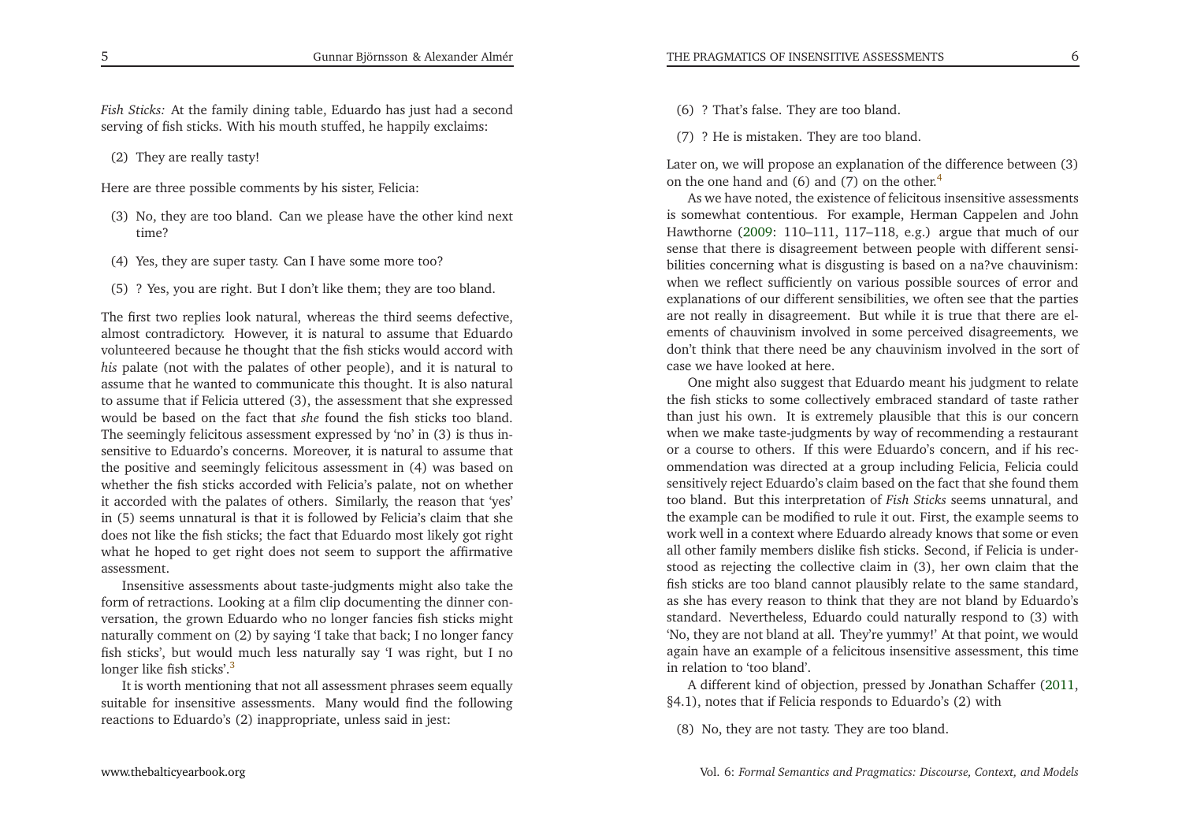*Fish Sticks:* At the family dining table, Eduardo has just had a second serving of fish sticks. With his mouth stuffed, he happily exclaims:

(2) They are really tasty!

Here are three possible comments by his sister, Felicia:

(3) No, they are too bland. Can we please have the other kind next time?

(4) Yes, they are super tasty. Can I have some more too?

(5) ? Yes, you are right. But I don't like them; they are too bland.

The first two replies look natural, whereas the third seems defective, almost contradictory. However, it is natural to assume that Eduardo volunteered because he thought that the fish sticks would accord with *his* palate (not with the palates of other people), and it is natural to assume that he wanted to communicate this thought. It is also natural to assume that if Felicia uttered (3), the assessment that she expressed would be based on the fact that *she* found the fish sticks too bland. The seemingly felicitous assessment expressed by 'no' in (3) is thus insensitive to Eduardo's concerns. Moreover, it is natural to assume that the positive and seemingly felicitous assessment in (4) was based on whether the fish sticks accorded with Felicia's palate, not on whether it accorded with the palates of others. Similarly, the reason that 'yes' in (5) seems unnatural is that it is followed by Felicia's claim that she does not like the fish sticks; the fact that Eduardo most likely got right what he hoped to get right does not seem to support the affirmative assessment.

Insensitive assessments about taste-judgments might also take the form of retractions. Looking at a film clip documenting the dinner conversation, the grown Eduardo who no longer fancies fish sticks might naturally comment on (2) by saying 'I take that back; I no longer fancy fish sticks', but would much less naturally say 'I was right, but I no longer like fish sticks'.[3]

It is worth mentioning that not all assessment phrases seem equally suitable for insensitive assessments. Many would find the following reactions to Eduardo's (2) inappropriate, unless said in jest:

(6) ? That's false. They are too bland.

(7) ? He is mistaken. They are too bland.

Later on, we will propose an explanation of the difference between (3) on the one hand and (6) and (7) on the other.[4]

As we have noted, the existence of felicitous insensitive assessments is somewhat contentious. For example, Herman Cappelen and John Hawthorne (2009: 110–111, 117–118, e.g.) argue that much of our sense that there is disagreement between people with different sensibilities concerning what is disgusting is based on a na?ve chauvinism: when we reflect sufficiently on various possible sources of error and explanations of our different sensibilities, we often see that the parties are not really in disagreement. But while it is true that there are elements of chauvinism involved in some perceived disagreements, we don't think that there need be any chauvinism involved in the sort of case we have looked at here.

One might also suggest that Eduardo meant his judgment to relate the fish sticks to some collectively embraced standard of taste rather than just his own. It is extremely plausible that this is our concern when we make taste-judgments by way of recommending a restaurant or a course to others. If this were Eduardo's concern, and if his recommendation was directed at a group including Felicia, Felicia could sensitively reject Eduardo's claim based on the fact that she found them too bland. But this interpretation of *Fish Sticks* seems unnatural, and the example can be modified to rule it out. First, the example seems to work well in a context where Eduardo already knows that some or even all other family members dislike fish sticks. Second, if Felicia is understood as rejecting the collective claim in (3), her own claim that the fish sticks are too bland cannot plausibly relate to the same standard, as she has every reason to think that they are not bland by Eduardo's standard. Nevertheless, Eduardo could naturally respond to (3) with 'No, they are not bland at all. They're yummy!' At that point, we would again have an example of a felicitous insensitive assessment, this time in relation to 'too bland'.

A different kind of objection, pressed by Jonathan Schaffer (2011, §4.1), notes that if Felicia responds to Eduardo's (2) with

(8) No, they are not tasty. They are too bland.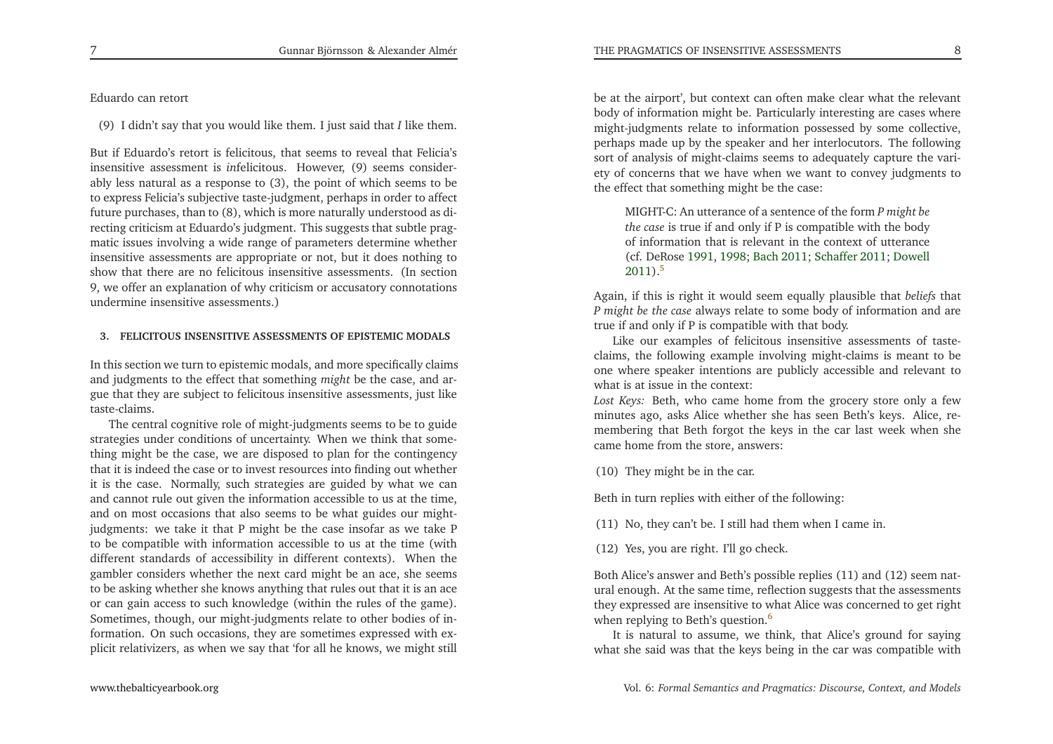Eduardo can retort

(9) I didn't say that you would like them. I just said that *I* like them.

But if Eduardo's retort is felicitous, that seems to reveal that Felicia's insensitive assessment is *in*felicitous. However, (9) seems considerably less natural as a response to (3), the point of which seems to be to express Felicia's subjective taste-judgment, perhaps in order to affect future purchases, than to (8), which is more naturally understood as directing criticism at Eduardo's judgment. This suggests that subtle pragmatic issues involving a wide range of parameters determine whether insensitive assessments are appropriate or not, but it does nothing to show that there are no felicitous insensitive assessments. (In section 9, we offer an explanation of why criticism or accusatory connotations undermine insensitive assessments.)

### 3. FELICITOUS INSENSITIVE ASSESSMENTS OF EPISTEMIC MODALS

In this section we turn to epistemic modals, and more specifically claims and judgments to the effect that something *might* be the case, and argue that they are subject to felicitous insensitive assessments, just like taste-claims.

The central cognitive role of might-judgments seems to be to guide strategies under conditions of uncertainty. When we think that something might be the case, we are disposed to plan for the contingency that it is indeed the case or to invest resources into finding out whether it is the case. Normally, such strategies are guided by what we can and cannot rule out given the information accessible to us at the time, and on most occasions that also seems to be what guides our might-judgments: we take it that P might be the case insofar as we take P to be compatible with information accessible to us at the time (with different standards of accessibility in different contexts). When the gambler considers whether the next card might be an ace, she seems to be asking whether she knows anything that rules out that it is an ace or can gain access to such knowledge (within the rules of the game). Sometimes, though, our might-judgments relate to other bodies of information. On such occasions, they are sometimes expressed with explicit relativizers, as when we say that 'for all he knows, we might still be at the airport', but context can often make clear what the relevant body of information might be. Particularly interesting are cases where might-judgments relate to information possessed by some collective, perhaps made up by the speaker and her interlocutors. The following sort of analysis of might-claims seems to adequately capture the variety of concerns that we have when we want to convey judgments to the effect that something might be the case:

> MIGHT-C: An utterance of a sentence of the form *P might be the case* is true if and only if P is compatible with the body of information that is relevant in the context of utterance (cf. DeRose 1991, 1998; Bach 2011; Schaffer 2011; Dowell 2011).[5]

Again, if this is right it would seem equally plausible that *beliefs* that *P might be the case* always relate to some body of information and are true if and only if P is compatible with that body.

Like our examples of felicitous insensitive assessments of taste-claims, the following example involving might-claims is meant to be one where speaker intentions are publicly accessible and relevant to what is at issue in the context:

*Lost Keys:* Beth, who came home from the grocery store only a few minutes ago, asks Alice whether she has seen Beth's keys. Alice, remembering that Beth forgot the keys in the car last week when she came home from the store, answers:

(10) They might be in the car.

Beth in turn replies with either of the following:

(11) No, they can't be. I still had them when I came in.

(12) Yes, you are right. I'll go check.

Both Alice's answer and Beth's possible replies (11) and (12) seem natural enough. At the same time, reflection suggests that the assessments they expressed are insensitive to what Alice was concerned to get right when replying to Beth's question.[6]

It is natural to assume, we think, that Alice's ground for saying what she said was that the keys being in the car was compatible with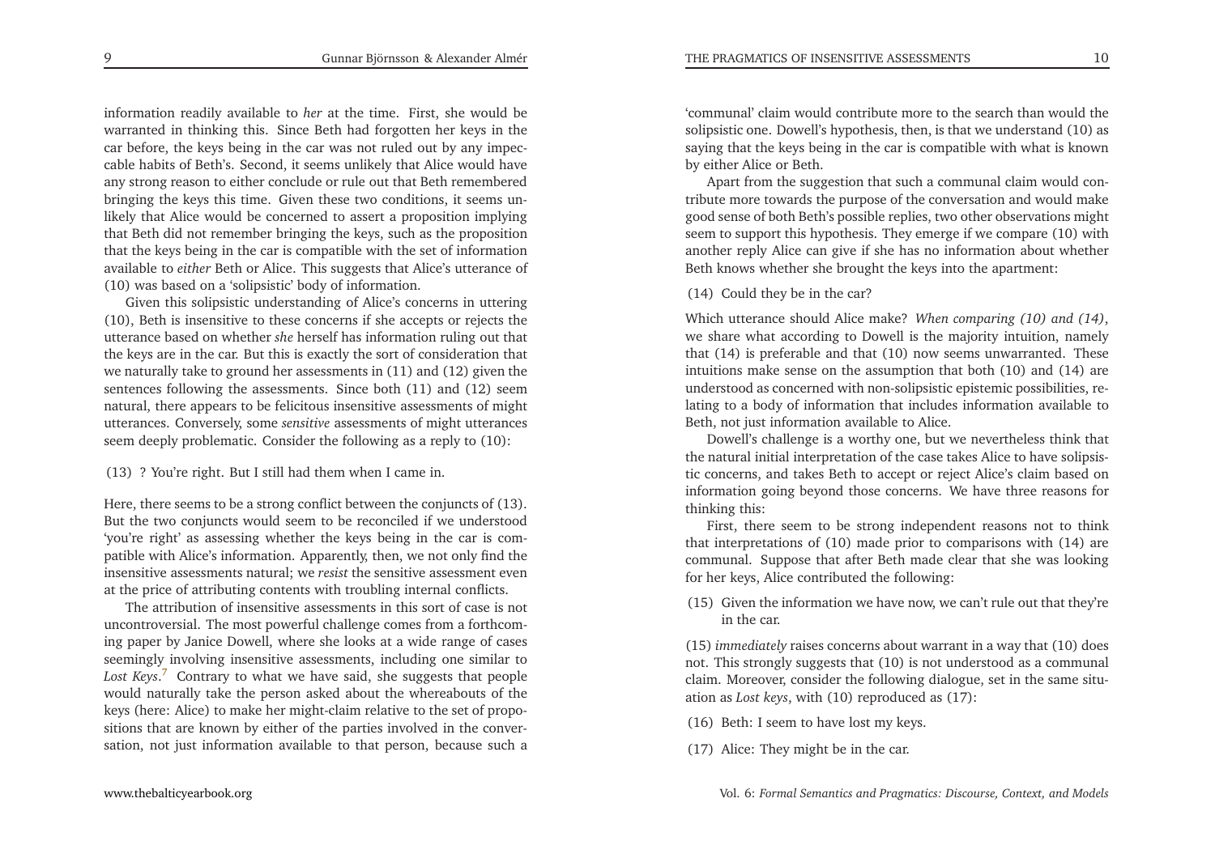information readily available to *her* at the time. First, she would be warranted in thinking this. Since Beth had forgotten her keys in the car before, the keys being in the car was not ruled out by any impeccable habits of Beth's. Second, it seems unlikely that Alice would have any strong reason to either conclude or rule out that Beth remembered bringing the keys this time. Given these two conditions, it seems unlikely that Alice would be concerned to assert a proposition implying that Beth did not remember bringing the keys, such as the proposition that the keys being in the car is compatible with the set of information available to *either* Beth or Alice. This suggests that Alice's utterance of (10) was based on a 'solipsistic' body of information.

Given this solipsistic understanding of Alice's concerns in uttering (10), Beth is insensitive to these concerns if she accepts or rejects the utterance based on whether *she* herself has information ruling out that the keys are in the car. But this is exactly the sort of consideration that we naturally take to ground her assessments in (11) and (12) given the sentences following the assessments. Since both (11) and (12) seem natural, there appears to be felicitous insensitive assessments of might utterances. Conversely, some *sensitive* assessments of might utterances seem deeply problematic. Consider the following as a reply to (10):

(13) ? You're right. But I still had them when I came in.

Here, there seems to be a strong conflict between the conjuncts of (13). But the two conjuncts would seem to be reconciled if we understood 'you're right' as assessing whether the keys being in the car is compatible with Alice's information. Apparently, then, we not only find the insensitive assessments natural; we *resist* the sensitive assessment even at the price of attributing contents with troubling internal conflicts.

The attribution of insensitive assessments in this sort of case is not uncontroversial. The most powerful challenge comes from a forthcoming paper by Janice Dowell, where she looks at a wide range of cases seemingly involving insensitive assessments, including one similar to *Lost Keys*.[7] Contrary to what we have said, she suggests that people would naturally take the person asked about the whereabouts of the keys (here: Alice) to make her might-claim relative to the set of propositions that are known by either of the parties involved in the conversation, not just information available to that person, because such a 'communal' claim would contribute more to the search than would the solipsistic one. Dowell's hypothesis, then, is that we understand (10) as saying that the keys being in the car is compatible with what is known by either Alice or Beth.

Apart from the suggestion that such a communal claim would contribute more towards the purpose of the conversation and would make good sense of both Beth's possible replies, two other observations might seem to support this hypothesis. They emerge if we compare (10) with another reply Alice can give if she has no information about whether Beth knows whether she brought the keys into the apartment:

(14) Could they be in the car?

Which utterance should Alice make? *When comparing (10) and (14)*, we share what according to Dowell is the majority intuition, namely that (14) is preferable and that (10) now seems unwarranted. These intuitions make sense on the assumption that both (10) and (14) are understood as concerned with non-solipsistic epistemic possibilities, relating to a body of information that includes information available to Beth, not just information available to Alice.

Dowell's challenge is a worthy one, but we nevertheless think that the natural initial interpretation of the case takes Alice to have solipsistic concerns, and takes Beth to accept or reject Alice's claim based on information going beyond those concerns. We have three reasons for thinking this:

First, there seem to be strong independent reasons not to think that interpretations of (10) made prior to comparisons with (14) are communal. Suppose that after Beth made clear that she was looking for her keys, Alice contributed the following:

(15) Given the information we have now, we can't rule out that they're in the car.

(15) *immediately* raises concerns about warrant in a way that (10) does not. This strongly suggests that (10) is not understood as a communal claim. Moreover, consider the following dialogue, set in the same situation as *Lost keys*, with (10) reproduced as (17):

(16) Beth: I seem to have lost my keys.

(17) Alice: They might be in the car.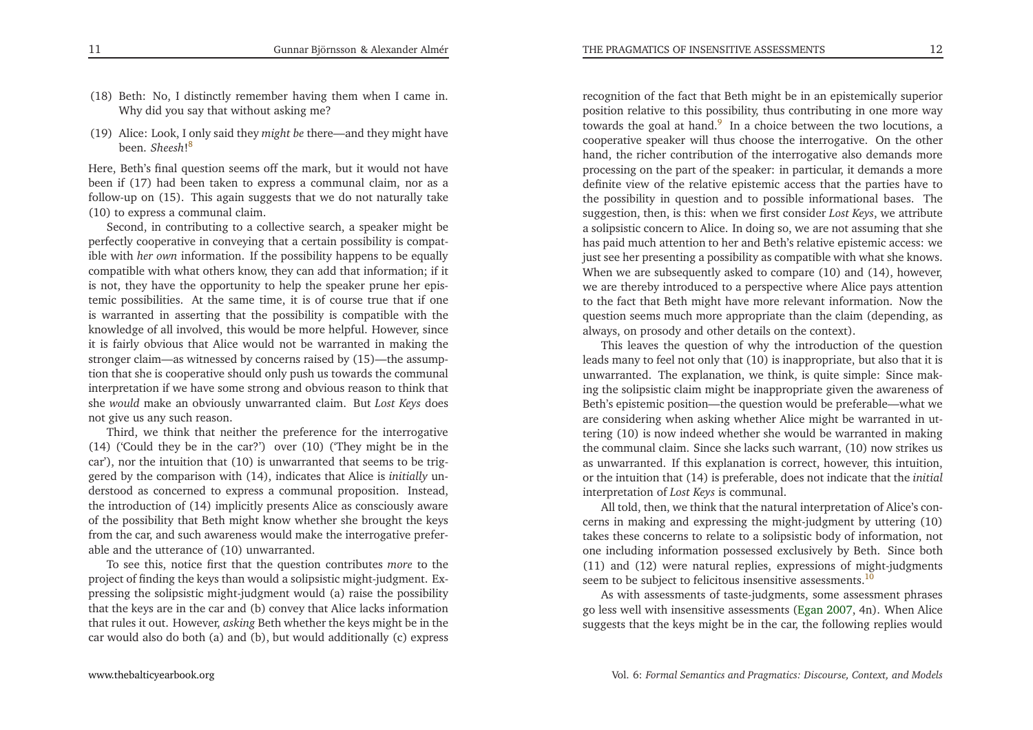(18) Beth: No, I distinctly remember having them when I came in. Why did you say that without asking me?

(19) Alice: Look, I only said they *might be* there—and they might have been. *Sheesh*![8]

Here, Beth's final question seems off the mark, but it would not have been if (17) had been taken to express a communal claim, nor as a follow-up on (15). This again suggests that we do not naturally take (10) to express a communal claim.

Second, in contributing to a collective search, a speaker might be perfectly cooperative in conveying that a certain possibility is compatible with *her own* information. If the possibility happens to be equally compatible with what others know, they can add that information; if it is not, they have the opportunity to help the speaker prune her epistemic possibilities. At the same time, it is of course true that if one is warranted in asserting that the possibility is compatible with the knowledge of all involved, this would be more helpful. However, since it is fairly obvious that Alice would not be warranted in making the stronger claim—as witnessed by concerns raised by (15)—the assumption that she is cooperative should only push us towards the communal interpretation if we have some strong and obvious reason to think that she *would* make an obviously unwarranted claim. But *Lost Keys* does not give us any such reason.

Third, we think that neither the preference for the interrogative (14) ('Could they be in the car?') over (10) ('They might be in the car'), nor the intuition that (10) is unwarranted that seems to be triggered by the comparison with (14), indicates that Alice is *initially* understood as concerned to express a communal proposition. Instead, the introduction of (14) implicitly presents Alice as consciously aware of the possibility that Beth might know whether she brought the keys from the car, and such awareness would make the interrogative preferable and the utterance of (10) unwarranted.

To see this, notice first that the question contributes *more* to the project of finding the keys than would a solipsistic might-judgment. Expressing the solipsistic might-judgment would (a) raise the possibility that the keys are in the car and (b) convey that Alice lacks information that rules it out. However, *asking* Beth whether the keys might be in the car would also do both (a) and (b), but would additionally (c) express recognition of the fact that Beth might be in an epistemically superior position relative to this possibility, thus contributing in one more way towards the goal at hand.[9] In a choice between the two locutions, a cooperative speaker will thus choose the interrogative. On the other hand, the richer contribution of the interrogative also demands more processing on the part of the speaker: in particular, it demands a more definite view of the relative epistemic access that the parties have to the possibility in question and to possible informational bases. The suggestion, then, is this: when we first consider *Lost Keys*, we attribute a solipsistic concern to Alice. In doing so, we are not assuming that she has paid much attention to her and Beth's relative epistemic access: we just see her presenting a possibility as compatible with what she knows. When we are subsequently asked to compare (10) and (14), however, we are thereby introduced to a perspective where Alice pays attention to the fact that Beth might have more relevant information. Now the question seems much more appropriate than the claim (depending, as always, on prosody and other details on the context).

This leaves the question of why the introduction of the question leads many to feel not only that (10) is inappropriate, but also that it is unwarranted. The explanation, we think, is quite simple: Since making the solipsistic claim might be inappropriate given the awareness of Beth's epistemic position—the question would be preferable—what we are considering when asking whether Alice might be warranted in uttering (10) is now indeed whether she would be warranted in making the communal claim. Since she lacks such warrant, (10) now strikes us as unwarranted. If this explanation is correct, however, this intuition, or the intuition that (14) is preferable, does not indicate that the *initial* interpretation of *Lost Keys* is communal.

All told, then, we think that the natural interpretation of Alice's concerns in making and expressing the might-judgment by uttering (10) takes these concerns to relate to a solipsistic body of information, not one including information possessed exclusively by Beth. Since both (11) and (12) were natural replies, expressions of might-judgments seem to be subject to felicitous insensitive assessments.[10]

As with assessments of taste-judgments, some assessment phrases go less well with insensitive assessments (Egan 2007, 4n). When Alice suggests that the keys might be in the car, the following replies would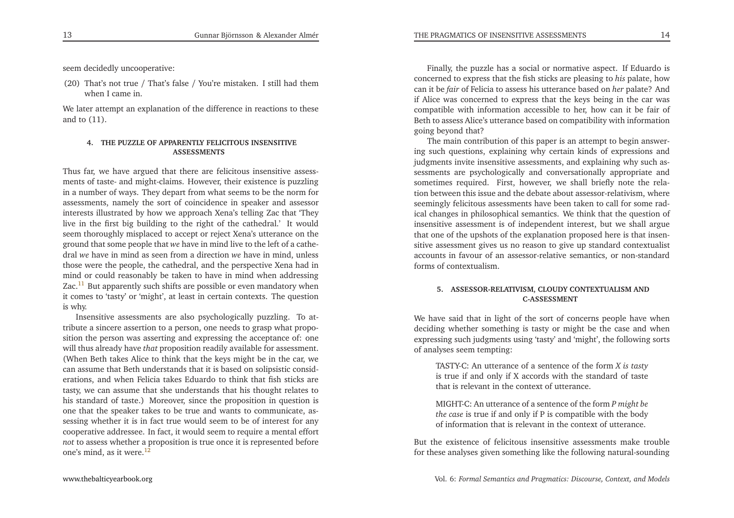seem decidedly uncooperative:

(20) That's not true / That's false / You're mistaken. I still had them when I came in.

We later attempt an explanation of the difference in reactions to these and to (11).

#### 4. THE PUZZLE OF APPARENTLY FELICITOUS INSENSITIVE ASSESSMENTS

Thus far, we have argued that there are felicitous insensitive assessments of taste- and might-claims. However, their existence is puzzling in a number of ways. They depart from what seems to be the norm for assessments, namely the sort of coincidence in speaker and assessor interests illustrated by how we approach Xena's telling Zac that 'They live in the first big building to the right of the cathedral.' It would seem thoroughly misplaced to accept or reject Xena's utterance on the ground that some people that *we* have in mind live to the left of a cathedral *we* have in mind as seen from a direction *we* have in mind, unless those were the people, the cathedral, and the perspective Xena had in mind or could reasonably be taken to have in mind when addressing Zac.[11] But apparently such shifts are possible or even mandatory when it comes to 'tasty' or 'might', at least in certain contexts. The question is why.

Insensitive assessments are also psychologically puzzling. To attribute a sincere assertion to a person, one needs to grasp what proposition the person was asserting and expressing the acceptance of: one will thus already have *that* proposition readily available for assessment. (When Beth takes Alice to think that the keys might be in the car, we can assume that Beth understands that it is based on solipsistic considerations, and when Felicia takes Eduardo to think that fish sticks are tasty, we can assume that she understands that his thought relates to his standard of taste.) Moreover, since the proposition in question is one that the speaker takes to be true and wants to communicate, assessing whether it is in fact true would seem to be of interest for any cooperative addressee. In fact, it would seem to require a mental effort *not* to assess whether a proposition is true once it is represented before one's mind, as it were.[12]

Finally, the puzzle has a social or normative aspect. If Eduardo is concerned to express that the fish sticks are pleasing to *his* palate, how can it be *fair* of Felicia to assess his utterance based on *her* palate? And if Alice was concerned to express that the keys being in the car was compatible with information accessible to her, how can it be fair of Beth to assess Alice's utterance based on compatibility with information going beyond that?

The main contribution of this paper is an attempt to begin answering such questions, explaining why certain kinds of expressions and judgments invite insensitive assessments, and explaining why such assessments are psychologically and conversationally appropriate and sometimes required. First, however, we shall briefly note the relation between this issue and the debate about assessor-relativism, where seemingly felicitous assessments have been taken to call for some radical changes in philosophical semantics. We think that the question of insensitive assessment is of independent interest, but we shall argue that one of the upshots of the explanation proposed here is that insensitive assessment gives us no reason to give up standard contextualist accounts in favour of an assessor-relative semantics, or non-standard forms of contextualism.

#### 5. ASSESSOR-RELATIVISM, CLOUDY CONTEXTUALISM AND C-ASSESSMENT

We have said that in light of the sort of concerns people have when deciding whether something is tasty or might be the case and when expressing such judgments using 'tasty' and 'might', the following sorts of analyses seem tempting:

> TASTY-C: An utterance of a sentence of the form *X is tasty* is true if and only if X accords with the standard of taste that is relevant in the context of utterance.

> MIGHT-C: An utterance of a sentence of the form *P might be the case* is true if and only if P is compatible with the body of information that is relevant in the context of utterance.

But the existence of felicitous insensitive assessments make trouble for these analyses given something like the following natural-sounding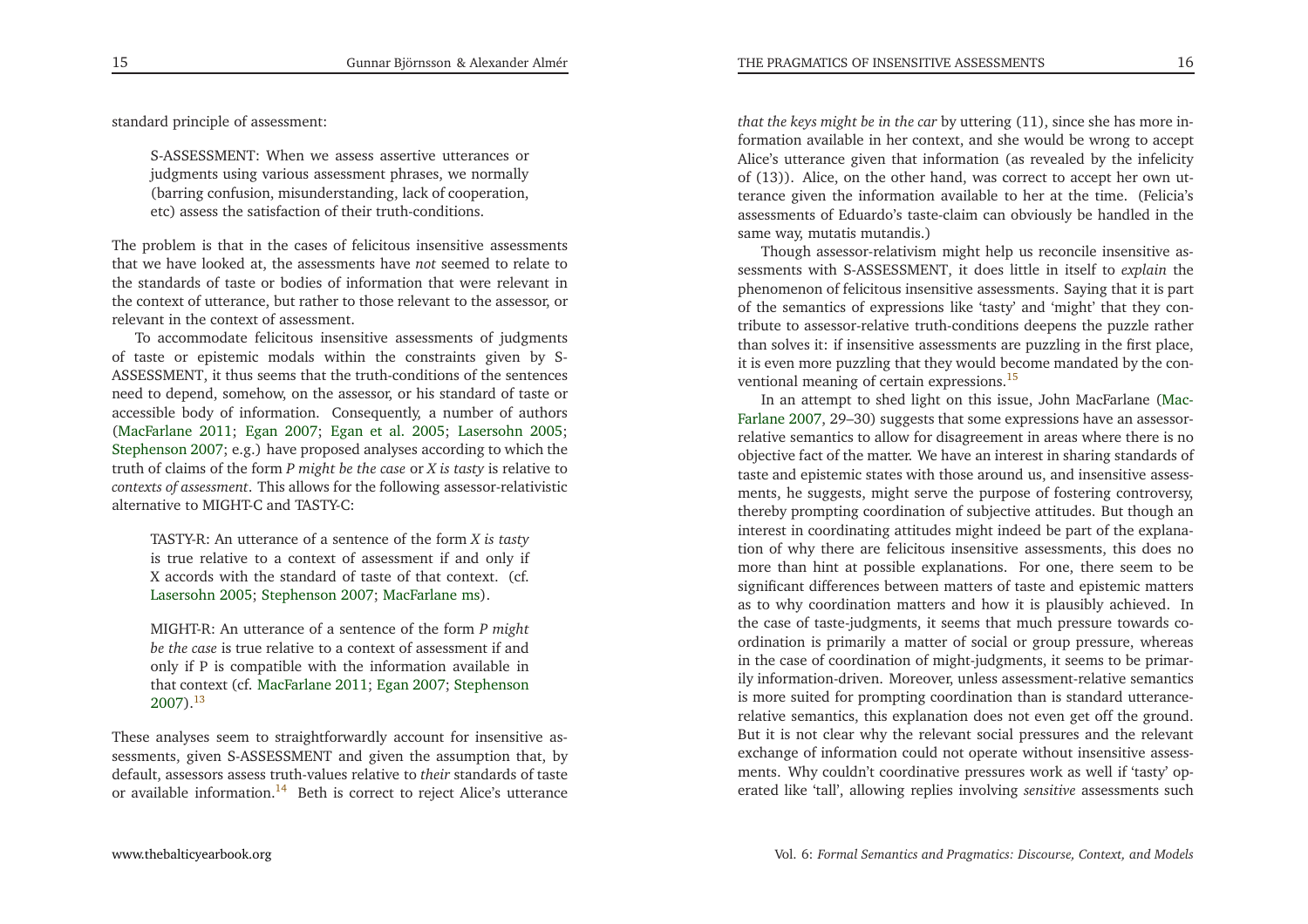standard principle of assessment:

> S-ASSESSMENT: When we assess assertive utterances or judgments using various assessment phrases, we normally (barring confusion, misunderstanding, lack of cooperation, etc) assess the satisfaction of their truth-conditions.

The problem is that in the cases of felicitous insensitive assessments that we have looked at, the assessments have *not* seemed to relate to the standards of taste or bodies of information that were relevant in the context of utterance, but rather to those relevant to the assessor, or relevant in the context of assessment.

To accommodate felicitous insensitive assessments of judgments of taste or epistemic modals within the constraints given by S-ASSESSMENT, it thus seems that the truth-conditions of the sentences need to depend, somehow, on the assessor, or his standard of taste or accessible body of information. Consequently, a number of authors (MacFarlane 2011; Egan 2007; Egan et al. 2005; Lasersohn 2005; Stephenson 2007; e.g.) have proposed analyses according to which the truth of claims of the form *P might be the case* or *X is tasty* is relative to *contexts of assessment*. This allows for the following assessor-relativistic alternative to MIGHT-C and TASTY-C:

> TASTY-R: An utterance of a sentence of the form *X is tasty* is true relative to a context of assessment if and only if X accords with the standard of taste of that context. (cf. Lasersohn 2005; Stephenson 2007; MacFarlane ms).

> MIGHT-R: An utterance of a sentence of the form *P might be the case* is true relative to a context of assessment if and only if P is compatible with the information available in that context (cf. MacFarlane 2011; Egan 2007; Stephenson 2007).[13]

These analyses seem to straightforwardly account for insensitive assessments, given S-ASSESSMENT and given the assumption that, by default, assessors assess truth-values relative to *their* standards of taste or available information.[14] Beth is correct to reject Alice's utterance *that the keys might be in the car* by uttering (11), since she has more information available in her context, and she would be wrong to accept Alice's utterance given that information (as revealed by the infelicity of (13)). Alice, on the other hand, was correct to accept her own utterance given the information available to her at the time. (Felicia's assessments of Eduardo's taste-claim can obviously be handled in the same way, mutatis mutandis.)

Though assessor-relativism might help us reconcile insensitive assessments with S-ASSESSMENT, it does little in itself to *explain* the phenomenon of felicitous insensitive assessments. Saying that it is part of the semantics of expressions like 'tasty' and 'might' that they contribute to assessor-relative truth-conditions deepens the puzzle rather than solves it: if insensitive assessments are puzzling in the first place, it is even more puzzling that they would become mandated by the conventional meaning of certain expressions.[15]

In an attempt to shed light on this issue, John MacFarlane (MacFarlane 2007, 29–30) suggests that some expressions have an assessor-relative semantics to allow for disagreement in areas where there is no objective fact of the matter. We have an interest in sharing standards of taste and epistemic states with those around us, and insensitive assessments, he suggests, might serve the purpose of fostering controversy, thereby prompting coordination of subjective attitudes. But though an interest in coordinating attitudes might indeed be part of the explanation of why there are felicitous insensitive assessments, this does no more than hint at possible explanations. For one, there seem to be significant differences between matters of taste and epistemic matters as to why coordination matters and how it is plausibly achieved. In the case of taste-judgments, it seems that much pressure towards coordination is primarily a matter of social or group pressure, whereas in the case of coordination of might-judgments, it seems to be primarily information-driven. Moreover, unless assessment-relative semantics is more suited for prompting coordination than is standard utterance-relative semantics, this explanation does not even get off the ground. But it is not clear why the relevant social pressures and the relevant exchange of information could not operate without insensitive assessments. Why couldn't coordinative pressures work as well if 'tasty' operated like 'tall', allowing replies involving *sensitive* assessments such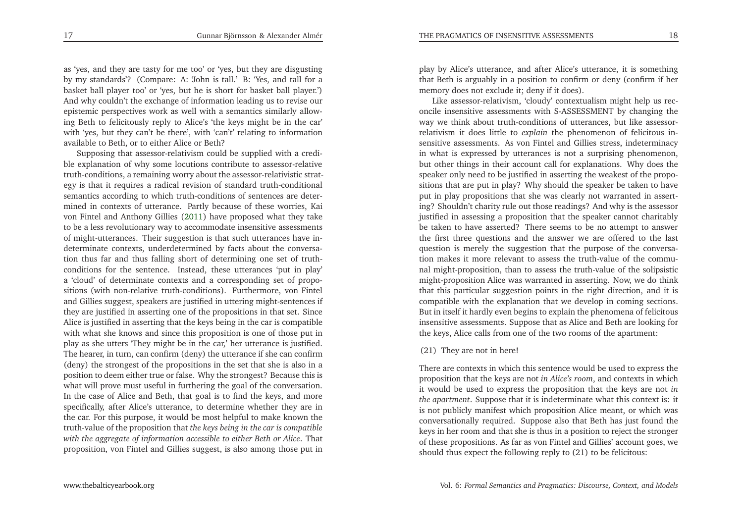as 'yes, and they are tasty for me too' or 'yes, but they are disgusting by my standards'? (Compare: A: 'John is tall.' B: 'Yes, and tall for a basket ball player too' or 'yes, but he is short for basket ball player.') And why couldn't the exchange of information leading us to revise our epistemic perspectives work as well with a semantics similarly allowing Beth to felicitously reply to Alice's 'the keys might be in the car' with 'yes, but they can't be there', with 'can't' relating to information available to Beth, or to either Alice or Beth?

Supposing that assessor-relativism could be supplied with a credible explanation of why some locutions contribute to assessor-relative truth-conditions, a remaining worry about the assessor-relativistic strategy is that it requires a radical revision of standard truth-conditional semantics according to which truth-conditions of sentences are determined in contexts of utterance. Partly because of these worries, Kai von Fintel and Anthony Gillies (2011) have proposed what they take to be a less revolutionary way to accommodate insensitive assessments of might-utterances. Their suggestion is that such utterances have indeterminate contexts, underdetermined by facts about the conversation thus far and thus falling short of determining one set of truth-conditions for the sentence. Instead, these utterances 'put in play' a 'cloud' of determinate contexts and a corresponding set of propositions (with non-relative truth-conditions). Furthermore, von Fintel and Gillies suggest, speakers are justified in uttering might-sentences if they are justified in asserting one of the propositions in that set. Since Alice is justified in asserting that the keys being in the car is compatible with what she knows and since this proposition is one of those put in play as she utters 'They might be in the car,' her utterance is justified. The hearer, in turn, can confirm (deny) the utterance if she can confirm (deny) the strongest of the propositions in the set that she is also in a position to deem either true or false. Why the strongest? Because this is what will prove must useful in furthering the goal of the conversation. In the case of Alice and Beth, that goal is to find the keys, and more specifically, after Alice's utterance, to determine whether they are in the car. For this purpose, it would be most helpful to make known the truth-value of the proposition that *the keys being in the car is compatible with the aggregate of information accessible to either Beth or Alice*. That proposition, von Fintel and Gillies suggest, is also among those put in play by Alice's utterance, and after Alice's utterance, it is something that Beth is arguably in a position to confirm or deny (confirm if her memory does not exclude it; deny if it does).

Like assessor-relativism, 'cloudy' contextualism might help us reconcile insensitive assessments with S-ASSESSMENT by changing the way we think about truth-conditions of utterances, but like assessor-relativism it does little to *explain* the phenomenon of felicitous insensitive assessments. As von Fintel and Gillies stress, indeterminacy in what is expressed by utterances is not a surprising phenomenon, but other things in their account call for explanations. Why does the speaker only need to be justified in asserting the weakest of the propositions that are put in play? Why should the speaker be taken to have put in play propositions that she was clearly not warranted in asserting? Shouldn't charity rule out those readings? And why is the assessor justified in assessing a proposition that the speaker cannot charitably be taken to have asserted? There seems to be no attempt to answer the first three questions and the answer we are offered to the last question is merely the suggestion that the purpose of the conversation makes it more relevant to assess the truth-value of the communal might-proposition, than to assess the truth-value of the solipsistic might-proposition Alice was warranted in asserting. Now, we do think that this particular suggestion points in the right direction, and it is compatible with the explanation that we develop in coming sections. But in itself it hardly even begins to explain the phenomena of felicitous insensitive assessments. Suppose that as Alice and Beth are looking for the keys, Alice calls from one of the two rooms of the apartment:

(21) They are not in here!

There are contexts in which this sentence would be used to express the proposition that the keys are not *in Alice's room*, and contexts in which it would be used to express the proposition that the keys are not *in the apartment*. Suppose that it is indeterminate what this context is: it is not publicly manifest which proposition Alice meant, or which was conversationally required. Suppose also that Beth has just found the keys in her room and that she is thus in a position to reject the stronger of these propositions. As far as von Fintel and Gillies' account goes, we should thus expect the following reply to (21) to be felicitous: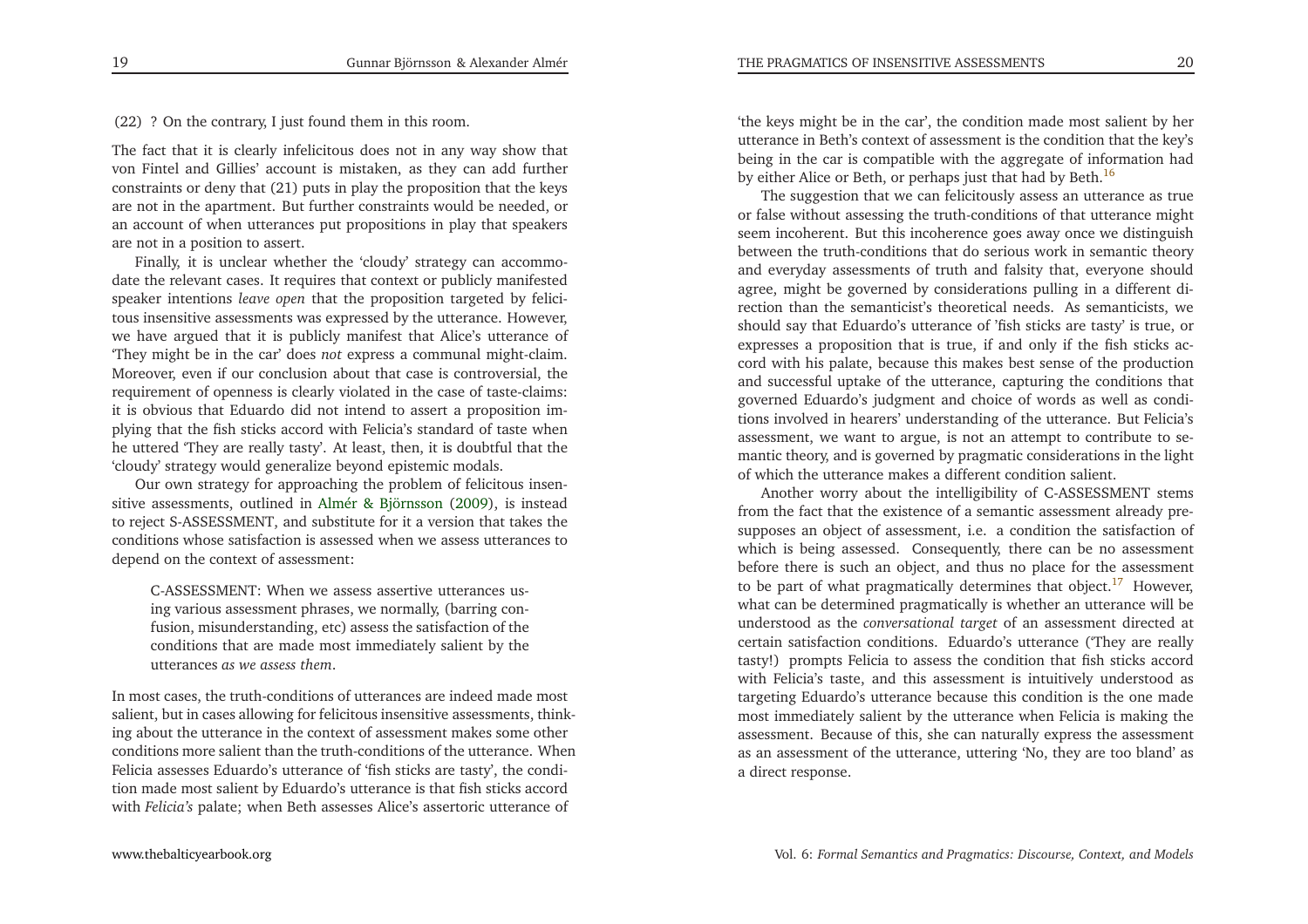(22) ? On the contrary, I just found them in this room.

The fact that it is clearly infelicitous does not in any way show that von Fintel and Gillies' account is mistaken, as they can add further constraints or deny that (21) puts in play the proposition that the keys are not in the apartment. But further constraints would be needed, or an account of when utterances put propositions in play that speakers are not in a position to assert.

Finally, it is unclear whether the 'cloudy' strategy can accommodate the relevant cases. It requires that context or publicly manifested speaker intentions *leave open* that the proposition targeted by felicitous insensitive assessments was expressed by the utterance. However, we have argued that it is publicly manifest that Alice's utterance of 'They might be in the car' does *not* express a communal might-claim. Moreover, even if our conclusion about that case is controversial, the requirement of openness is clearly violated in the case of taste-claims: it is obvious that Eduardo did not intend to assert a proposition implying that the fish sticks accord with Felicia's standard of taste when he uttered 'They are really tasty'. At least, then, it is doubtful that the 'cloudy' strategy would generalize beyond epistemic modals.

Our own strategy for approaching the problem of felicitous insensitive assessments, outlined in Almér & Björnsson (2009), is instead to reject S-ASSESSMENT, and substitute for it a version that takes the conditions whose satisfaction is assessed when we assess utterances to depend on the context of assessment:

> C-ASSESSMENT: When we assess assertive utterances using various assessment phrases, we normally, (barring confusion, misunderstanding, etc) assess the satisfaction of the conditions that are made most immediately salient by the utterances *as we assess them*.

In most cases, the truth-conditions of utterances are indeed made most salient, but in cases allowing for felicitous insensitive assessments, thinking about the utterance in the context of assessment makes some other conditions more salient than the truth-conditions of the utterance. When Felicia assesses Eduardo's utterance of 'fish sticks are tasty', the condition made most salient by Eduardo's utterance is that fish sticks accord with *Felicia's* palate; when Beth assesses Alice's assertoric utterance of 'the keys might be in the car', the condition made most salient by her utterance in Beth's context of assessment is the condition that the key's being in the car is compatible with the aggregate of information had by either Alice or Beth, or perhaps just that had by Beth.[16]

The suggestion that we can felicitously assess an utterance as true or false without assessing the truth-conditions of that utterance might seem incoherent. But this incoherence goes away once we distinguish between the truth-conditions that do serious work in semantic theory and everyday assessments of truth and falsity that, everyone should agree, might be governed by considerations pulling in a different direction than the semanticist's theoretical needs. As semanticists, we should say that Eduardo's utterance of 'fish sticks are tasty' is true, or expresses a proposition that is true, if and only if the fish sticks accord with his palate, because this makes best sense of the production and successful uptake of the utterance, capturing the conditions that governed Eduardo's judgment and choice of words as well as conditions involved in hearers' understanding of the utterance. But Felicia's assessment, we want to argue, is not an attempt to contribute to semantic theory, and is governed by pragmatic considerations in the light of which the utterance makes a different condition salient.

Another worry about the intelligibility of C-ASSESSMENT stems from the fact that the existence of a semantic assessment already presupposes an object of assessment, i.e. a condition the satisfaction of which is being assessed. Consequently, there can be no assessment before there is such an object, and thus no place for the assessment to be part of what pragmatically determines that object.[17] However, what can be determined pragmatically is whether an utterance will be understood as the *conversational target* of an assessment directed at certain satisfaction conditions. Eduardo's utterance ('They are really tasty!) prompts Felicia to assess the condition that fish sticks accord with Felicia's taste, and this assessment is intuitively understood as targeting Eduardo's utterance because this condition is the one made most immediately salient by the utterance when Felicia is making the assessment. Because of this, she can naturally express the assessment as an assessment of the utterance, uttering 'No, they are too bland' as a direct response.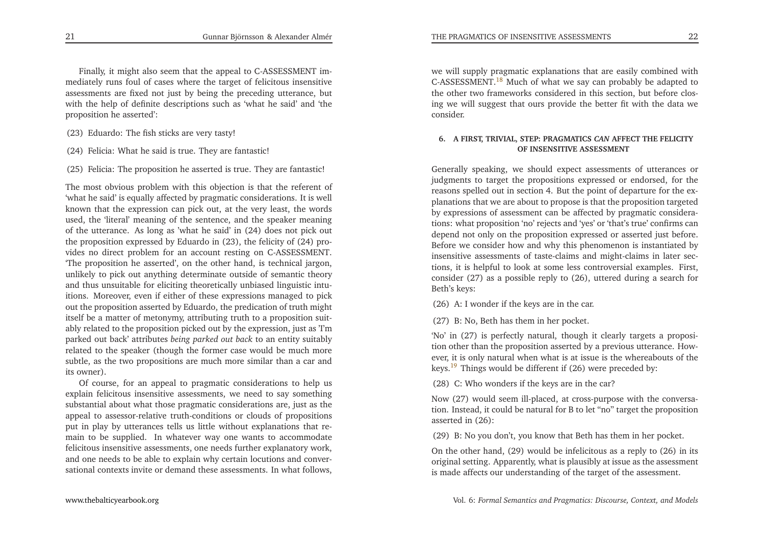Finally, it might also seem that the appeal to C-ASSESSMENT immediately runs foul of cases where the target of felicitous insensitive assessments are fixed not just by being the preceding utterance, but with the help of definite descriptions such as 'what he said' and 'the proposition he asserted':

(23) Eduardo: The fish sticks are very tasty!

(24) Felicia: What he said is true. They are fantastic!

(25) Felicia: The proposition he asserted is true. They are fantastic!

The most obvious problem with this objection is that the referent of 'what he said' is equally affected by pragmatic considerations. It is well known that the expression can pick out, at the very least, the words used, the 'literal' meaning of the sentence, and the speaker meaning of the utterance. As long as 'what he said' in (24) does not pick out the proposition expressed by Eduardo in (23), the felicity of (24) provides no direct problem for an account resting on C-ASSESSMENT. 'The proposition he asserted', on the other hand, is technical jargon, unlikely to pick out anything determinate outside of semantic theory and thus unsuitable for eliciting theoretically unbiased linguistic intuitions. Moreover, even if either of these expressions managed to pick out the proposition asserted by Eduardo, the predication of truth might itself be a matter of metonymy, attributing truth to a proposition suitably related to the proposition picked out by the expression, just as 'I'm parked out back' attributes *being parked out back* to an entity suitably related to the speaker (though the former case would be much more subtle, as the two propositions are much more similar than a car and its owner).

Of course, for an appeal to pragmatic considerations to help us explain felicitous insensitive assessments, we need to say something substantial about what those pragmatic considerations are, just as the appeal to assessor-relative truth-conditions or clouds of propositions put in play by utterances tells us little without explanations that remain to be supplied. In whatever way one wants to accommodate felicitous insensitive assessments, one needs further explanatory work, and one needs to be able to explain why certain locutions and conversational contexts invite or demand these assessments. In what follows, we will supply pragmatic explanations that are easily combined with C-ASSESSMENT.[18] Much of what we say can probably be adapted to the other two frameworks considered in this section, but before closing we will suggest that ours provide the better fit with the data we consider.

## 6. A FIRST, TRIVIAL, STEP: PRAGMATICS *CAN* AFFECT THE FELICITY OF INSENSITIVE ASSESSMENT

Generally speaking, we should expect assessments of utterances or judgments to target the propositions expressed or endorsed, for the reasons spelled out in section 4. But the point of departure for the explanations that we are about to propose is that the proposition targeted by expressions of assessment can be affected by pragmatic considerations: what proposition 'no' rejects and 'yes' or 'that's true' confirms can depend not only on the proposition expressed or asserted just before. Before we consider how and why this phenomenon is instantiated by insensitive assessments of taste-claims and might-claims in later sections, it is helpful to look at some less controversial examples. First, consider (27) as a possible reply to (26), uttered during a search for Beth's keys:

(26) A: I wonder if the keys are in the car.

(27) B: No, Beth has them in her pocket.

'No' in (27) is perfectly natural, though it clearly targets a proposition other than the proposition asserted by a previous utterance. However, it is only natural when what is at issue is the whereabouts of the keys.[19] Things would be different if (26) were preceded by:

(28) C: Who wonders if the keys are in the car?

Now (27) would seem ill-placed, at cross-purpose with the conversation. Instead, it could be natural for B to let "no" target the proposition asserted in (26):

(29) B: No you don't, you know that Beth has them in her pocket.

On the other hand, (29) would be infelicitous as a reply to (26) in its original setting. Apparently, what is plausibly at issue as the assessment is made affects our understanding of the target of the assessment.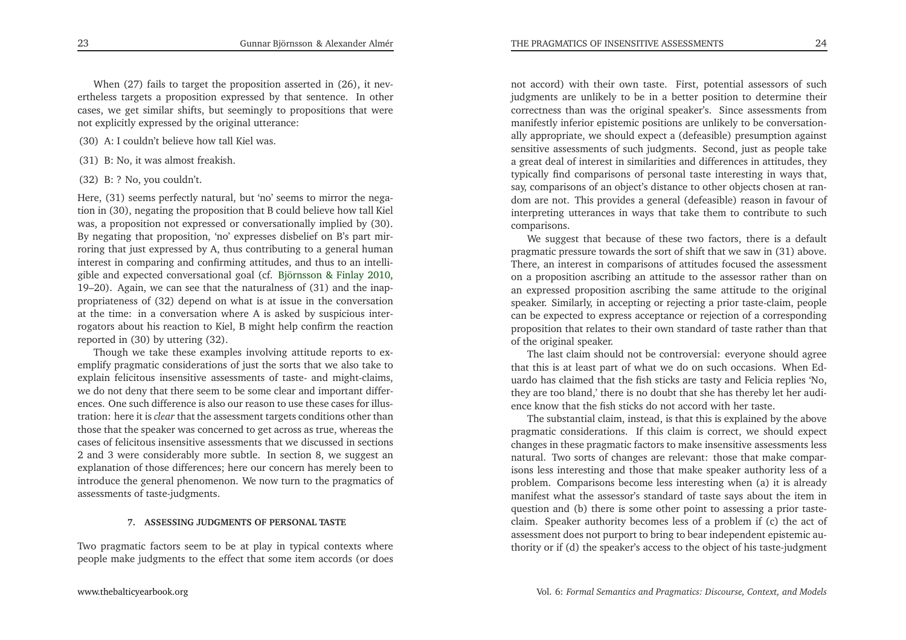When (27) fails to target the proposition asserted in (26), it nevertheless targets a proposition expressed by that sentence. In other cases, we get similar shifts, but seemingly to propositions that were not explicitly expressed by the original utterance:

(30) A: I couldn't believe how tall Kiel was.

(31) B: No, it was almost freakish.

(32) B: ? No, you couldn't.

Here, (31) seems perfectly natural, but 'no' seems to mirror the negation in (30), negating the proposition that B could believe how tall Kiel was, a proposition not expressed or conversationally implied by (30). By negating that proposition, 'no' expresses disbelief on B's part mirroring that just expressed by A, thus contributing to a general human interest in comparing and confirming attitudes, and thus to an intelligible and expected conversational goal (cf. Björnsson & Finlay 2010, 19–20). Again, we can see that the naturalness of (31) and the inappropriateness of (32) depend on what is at issue in the conversation at the time: in a conversation where A is asked by suspicious interrogators about his reaction to Kiel, B might help confirm the reaction reported in (30) by uttering (32).

Though we take these examples involving attitude reports to exemplify pragmatic considerations of just the sorts that we also take to explain felicitous insensitive assessments of taste- and might-claims, we do not deny that there seem to be some clear and important differences. One such difference is also our reason to use these cases for illustration: here it is *clear* that the assessment targets conditions other than those that the speaker was concerned to get across as true, whereas the cases of felicitous insensitive assessments that we discussed in sections 2 and 3 were considerably more subtle. In section 8, we suggest an explanation of those differences; here our concern has merely been to introduce the general phenomenon. We now turn to the pragmatics of assessments of taste-judgments.

## 7. ASSESSING JUDGMENTS OF PERSONAL TASTE

Two pragmatic factors seem to be at play in typical contexts where people make judgments to the effect that some item accords (or does not accord) with their own taste. First, potential assessors of such judgments are unlikely to be in a better position to determine their correctness than was the original speaker's. Since assessments from manifestly inferior epistemic positions are unlikely to be conversationally appropriate, we should expect a (defeasible) presumption against sensitive assessments of such judgments. Second, just as people take a great deal of interest in similarities and differences in attitudes, they typically find comparisons of personal taste interesting in ways that, say, comparisons of an object's distance to other objects chosen at random are not. This provides a general (defeasible) reason in favour of interpreting utterances in ways that take them to contribute to such comparisons.

We suggest that because of these two factors, there is a default pragmatic pressure towards the sort of shift that we saw in (31) above. There, an interest in comparisons of attitudes focused the assessment on a proposition ascribing an attitude to the assessor rather than on an expressed proposition ascribing the same attitude to the original speaker. Similarly, in accepting or rejecting a prior taste-claim, people can be expected to express acceptance or rejection of a corresponding proposition that relates to their own standard of taste rather than that of the original speaker.

The last claim should not be controversial: everyone should agree that this is at least part of what we do on such occasions. When Eduardo has claimed that the fish sticks are tasty and Felicia replies 'No, they are too bland,' there is no doubt that she has thereby let her audience know that the fish sticks do not accord with her taste.

The substantial claim, instead, is that this is explained by the above pragmatic considerations. If this claim is correct, we should expect changes in these pragmatic factors to make insensitive assessments less natural. Two sorts of changes are relevant: those that make comparisons less interesting and those that make speaker authority less of a problem. Comparisons become less interesting when (a) it is already manifest what the assessor's standard of taste says about the item in question and (b) there is some other point to assessing a prior taste-claim. Speaker authority becomes less of a problem if (c) the act of assessment does not purport to bring to bear independent epistemic authority or if (d) the speaker's access to the object of his taste-judgment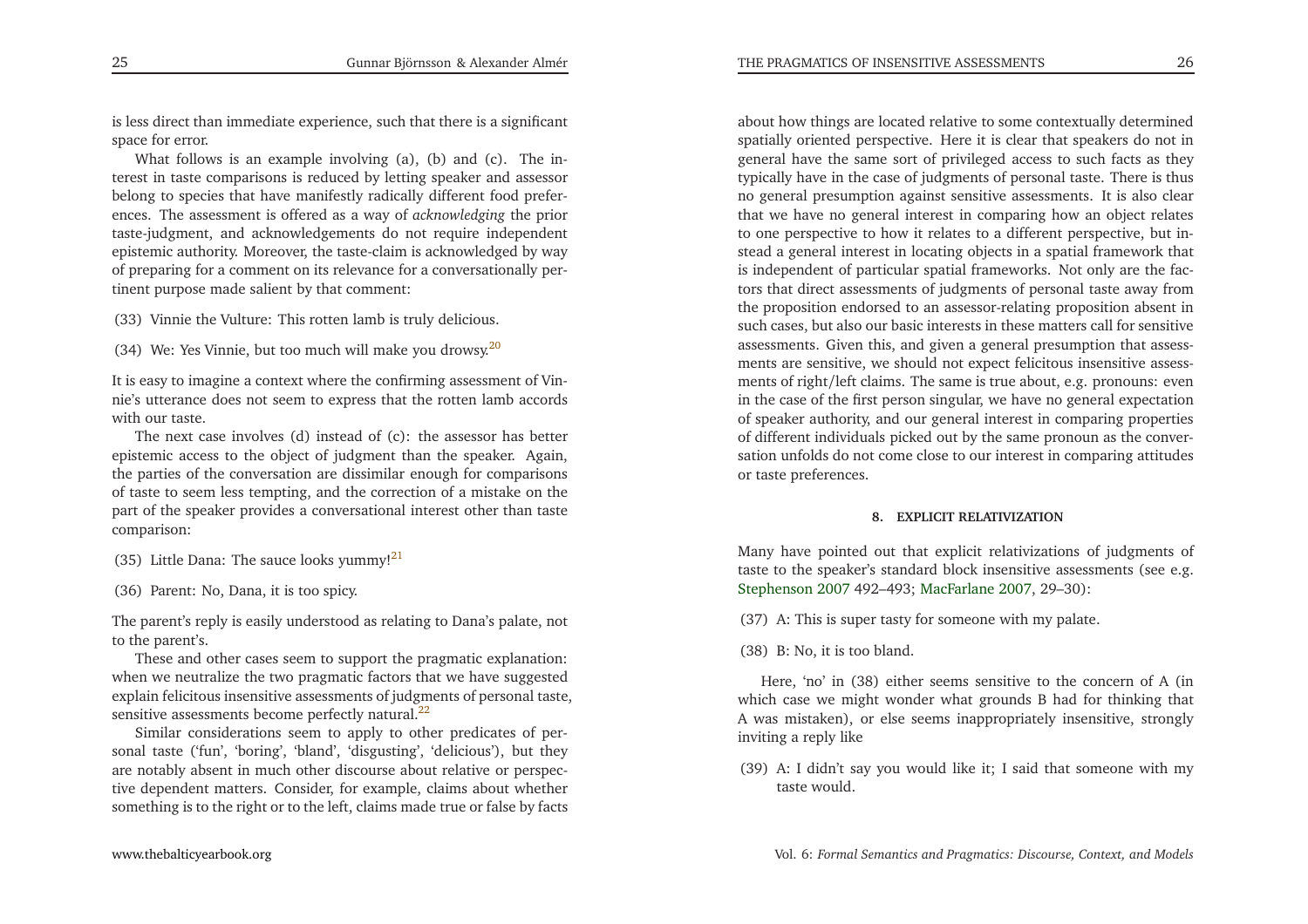is less direct than immediate experience, such that there is a significant space for error.

What follows is an example involving (a), (b) and (c). The interest in taste comparisons is reduced by letting speaker and assessor belong to species that have manifestly radically different food preferences. The assessment is offered as a way of *acknowledging* the prior taste-judgment, and acknowledgements do not require independent epistemic authority. Moreover, the taste-claim is acknowledged by way of preparing for a comment on its relevance for a conversationally pertinent purpose made salient by that comment:

(33) Vinnie the Vulture: This rotten lamb is truly delicious.

(34) We: Yes Vinnie, but too much will make you drowsy.[20]

It is easy to imagine a context where the confirming assessment of Vinnie's utterance does not seem to express that the rotten lamb accords with our taste.

The next case involves (d) instead of (c): the assessor has better epistemic access to the object of judgment than the speaker. Again, the parties of the conversation are dissimilar enough for comparisons of taste to seem less tempting, and the correction of a mistake on the part of the speaker provides a conversational interest other than taste comparison:

(35) Little Dana: The sauce looks yummy![21]

(36) Parent: No, Dana, it is too spicy.

The parent's reply is easily understood as relating to Dana's palate, not to the parent's.

These and other cases seem to support the pragmatic explanation: when we neutralize the two pragmatic factors that we have suggested explain felicitous insensitive assessments of judgments of personal taste, sensitive assessments become perfectly natural.[22]

Similar considerations seem to apply to other predicates of personal taste ('fun', 'boring', 'bland', 'disgusting', 'delicious'), but they are notably absent in much other discourse about relative or perspective dependent matters. Consider, for example, claims about whether something is to the right or to the left, claims made true or false by facts about how things are located relative to some contextually determined spatially oriented perspective. Here it is clear that speakers do not in general have the same sort of privileged access to such facts as they typically have in the case of judgments of personal taste. There is thus no general presumption against sensitive assessments. It is also clear that we have no general interest in comparing how an object relates to one perspective to how it relates to a different perspective, but instead a general interest in locating objects in a spatial framework that is independent of particular spatial frameworks. Not only are the factors that direct assessments of judgments of personal taste away from the proposition endorsed to an assessor-relating proposition absent in such cases, but also our basic interests in these matters call for sensitive assessments. Given this, and given a general presumption that assessments are sensitive, we should not expect felicitous insensitive assessments of right/left claims. The same is true about, e.g. pronouns: even in the case of the first person singular, we have no general expectation of speaker authority, and our general interest in comparing properties of different individuals picked out by the same pronoun as the conversation unfolds do not come close to our interest in comparing attitudes or taste preferences.

## 8. EXPLICIT RELATIVIZATION

Many have pointed out that explicit relativizations of judgments of taste to the speaker's standard block insensitive assessments (see e.g. Stephenson 2007 492–493; MacFarlane 2007, 29–30):

(37) A: This is super tasty for someone with my palate.

(38) B: No, it is too bland.

Here, 'no' in (38) either seems sensitive to the concern of A (in which case we might wonder what grounds B had for thinking that A was mistaken), or else seems inappropriately insensitive, strongly inviting a reply like

(39) A: I didn't say you would like it; I said that someone with my taste would.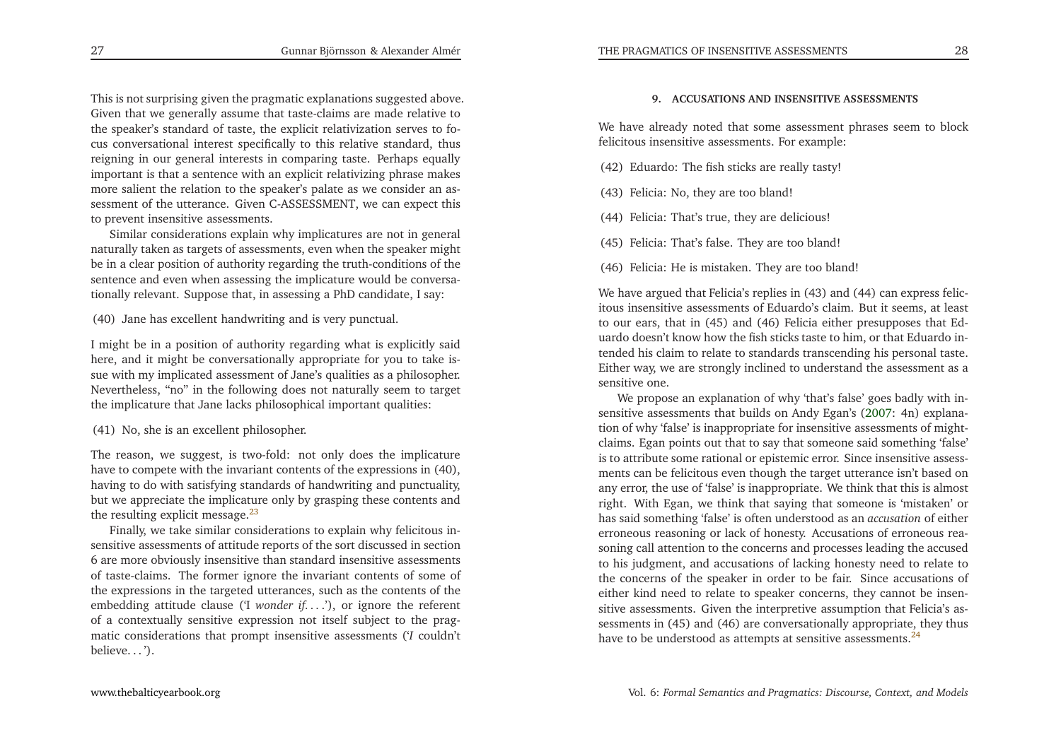This is not surprising given the pragmatic explanations suggested above. Given that we generally assume that taste-claims are made relative to the speaker's standard of taste, the explicit relativization serves to focus conversational interest specifically to this relative standard, thus reigning in our general interests in comparing taste. Perhaps equally important is that a sentence with an explicit relativizing phrase makes more salient the relation to the speaker's palate as we consider an assessment of the utterance. Given C-ASSESSMENT, we can expect this to prevent insensitive assessments.

Similar considerations explain why implicatures are not in general naturally taken as targets of assessments, even when the speaker might be in a clear position of authority regarding the truth-conditions of the sentence and even when assessing the implicature would be conversationally relevant. Suppose that, in assessing a PhD candidate, I say:

(40) Jane has excellent handwriting and is very punctual.

I might be in a position of authority regarding what is explicitly said here, and it might be conversationally appropriate for you to take issue with my implicated assessment of Jane's qualities as a philosopher. Nevertheless, "no" in the following does not naturally seem to target the implicature that Jane lacks philosophical important qualities:

(41) No, she is an excellent philosopher.

The reason, we suggest, is two-fold: not only does the implicature have to compete with the invariant contents of the expressions in (40), having to do with satisfying standards of handwriting and punctuality, but we appreciate the implicature only by grasping these contents and the resulting explicit message.[23]

Finally, we take similar considerations to explain why felicitous insensitive assessments of attitude reports of the sort discussed in section 6 are more obviously insensitive than standard insensitive assessments of taste-claims. The former ignore the invariant contents of some of the expressions in the targeted utterances, such as the contents of the embedding attitude clause ('I *wonder if*. . . .'), or ignore the referent of a contextually sensitive expression not itself subject to the pragmatic considerations that prompt insensitive assessments ('*I* couldn't believe. . . ').

## 9. ACCUSATIONS AND INSENSITIVE ASSESSMENTS

We have already noted that some assessment phrases seem to block felicitous insensitive assessments. For example:

(42) Eduardo: The fish sticks are really tasty!

(43) Felicia: No, they are too bland!

(44) Felicia: That's true, they are delicious!

(45) Felicia: That's false. They are too bland!

(46) Felicia: He is mistaken. They are too bland!

We have argued that Felicia's replies in (43) and (44) can express felicitous insensitive assessments of Eduardo's claim. But it seems, at least to our ears, that in (45) and (46) Felicia either presupposes that Eduardo doesn't know how the fish sticks taste to him, or that Eduardo intended his claim to relate to standards transcending his personal taste. Either way, we are strongly inclined to understand the assessment as a sensitive one.

We propose an explanation of why 'that's false' goes badly with insensitive assessments that builds on Andy Egan's (2007: 4n) explanation of why 'false' is inappropriate for insensitive assessments of might-claims. Egan points out that to say that someone said something 'false' is to attribute some rational or epistemic error. Since insensitive assessments can be felicitous even though the target utterance isn't based on any error, the use of 'false' is inappropriate. We think that this is almost right. With Egan, we think that saying that someone is 'mistaken' or has said something 'false' is often understood as an *accusation* of either erroneous reasoning or lack of honesty. Accusations of erroneous reasoning call attention to the concerns and processes leading the accused to his judgment, and accusations of lacking honesty need to relate to the concerns of the speaker in order to be fair. Since accusations of either kind need to relate to speaker concerns, they cannot be insensitive assessments. Given the interpretive assumption that Felicia's assessments in (45) and (46) are conversationally appropriate, they thus have to be understood as attempts at sensitive assessments.[24]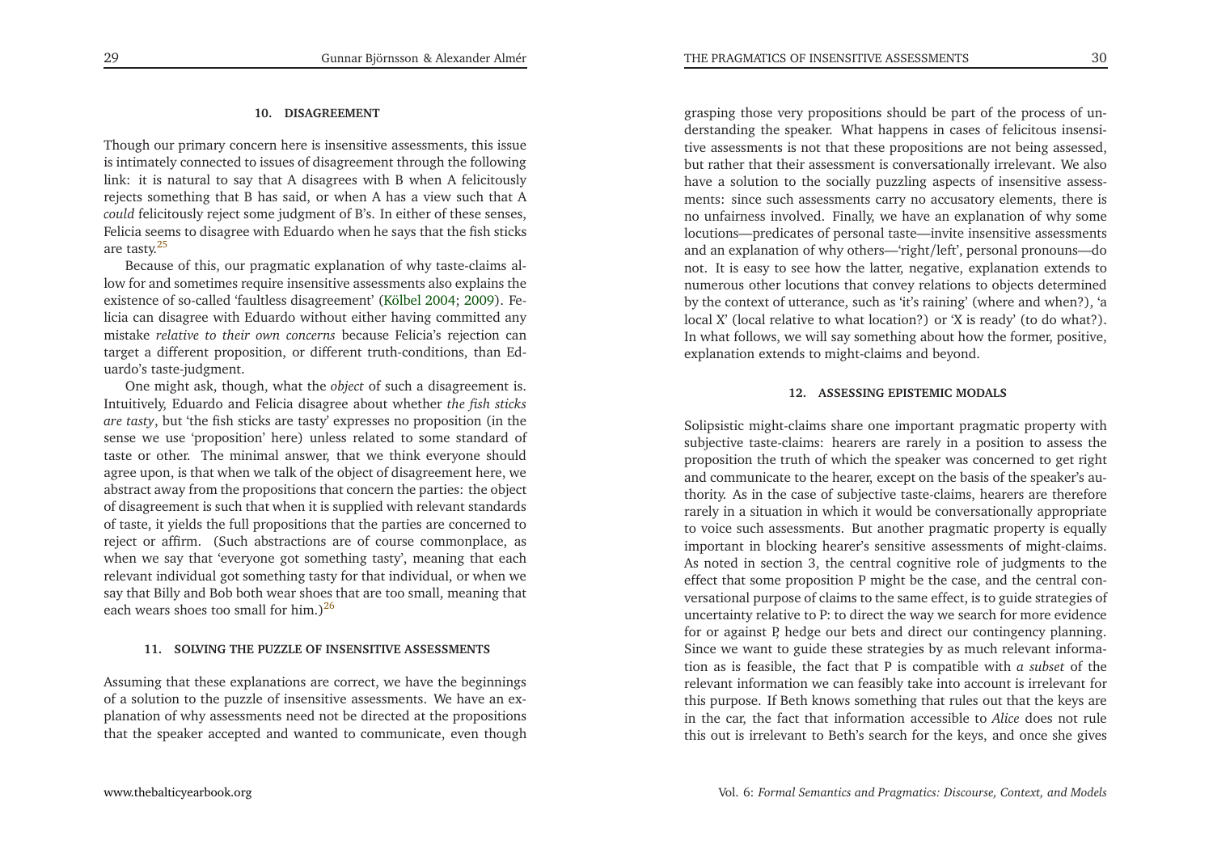## 10. DISAGREEMENT

Though our primary concern here is insensitive assessments, this issue is intimately connected to issues of disagreement through the following link: it is natural to say that A disagrees with B when A felicitously rejects something that B has said, or when A has a view such that A *could* felicitously reject some judgment of B's. In either of these senses, Felicia seems to disagree with Eduardo when he says that the fish sticks are tasty.[25]

Because of this, our pragmatic explanation of why taste-claims allow for and sometimes require insensitive assessments also explains the existence of so-called 'faultless disagreement' (Kölbel 2004; 2009). Felicia can disagree with Eduardo without either having committed any mistake *relative to their own concerns* because Felicia's rejection can target a different proposition, or different truth-conditions, than Eduardo's taste-judgment.

One might ask, though, what the *object* of such a disagreement is. Intuitively, Eduardo and Felicia disagree about whether *the fish sticks are tasty*, but 'the fish sticks are tasty' expresses no proposition (in the sense we use 'proposition' here) unless related to some standard of taste or other. The minimal answer, that we think everyone should agree upon, is that when we talk of the object of disagreement here, we abstract away from the propositions that concern the parties: the object of disagreement is such that when it is supplied with relevant standards of taste, it yields the full propositions that the parties are concerned to reject or affirm. (Such abstractions are of course commonplace, as when we say that 'everyone got something tasty', meaning that each relevant individual got something tasty for that individual, or when we say that Billy and Bob both wear shoes that are too small, meaning that each wears shoes too small for him.)[26]

## 11. SOLVING THE PUZZLE OF INSENSITIVE ASSESSMENTS

Assuming that these explanations are correct, we have the beginnings of a solution to the puzzle of insensitive assessments. We have an explanation of why assessments need not be directed at the propositions that the speaker accepted and wanted to communicate, even though grasping those very propositions should be part of the process of understanding the speaker. What happens in cases of felicitous insensitive assessments is not that these propositions are not being assessed, but rather that their assessment is conversationally irrelevant. We also have a solution to the socially puzzling aspects of insensitive assessments: since such assessments carry no accusatory elements, there is no unfairness involved. Finally, we have an explanation of why some locutions—predicates of personal taste—invite insensitive assessments and an explanation of why others—'right/left', personal pronouns—do not. It is easy to see how the latter, negative, explanation extends to numerous other locutions that convey relations to objects determined by the context of utterance, such as 'it's raining' (where and when?), 'a local X' (local relative to what location?) or 'X is ready' (to do what?). In what follows, we will say something about how the former, positive, explanation extends to might-claims and beyond.

## 12. ASSESSING EPISTEMIC MODALS

Solipsistic might-claims share one important pragmatic property with subjective taste-claims: hearers are rarely in a position to assess the proposition the truth of which the speaker was concerned to get right and communicate to the hearer, except on the basis of the speaker's authority. As in the case of subjective taste-claims, hearers are therefore rarely in a situation in which it would be conversationally appropriate to voice such assessments. But another pragmatic property is equally important in blocking hearer's sensitive assessments of might-claims. As noted in section 3, the central cognitive role of judgments to the effect that some proposition P might be the case, and the central conversational purpose of claims to the same effect, is to guide strategies of uncertainty relative to P: to direct the way we search for more evidence for or against P, hedge our bets and direct our contingency planning. Since we want to guide these strategies by as much relevant information as is feasible, the fact that P is compatible with *a subset* of the relevant information we can feasibly take into account is irrelevant for this purpose. If Beth knows something that rules out that the keys are in the car, the fact that information accessible to *Alice* does not rule this out is irrelevant to Beth's search for the keys, and once she gives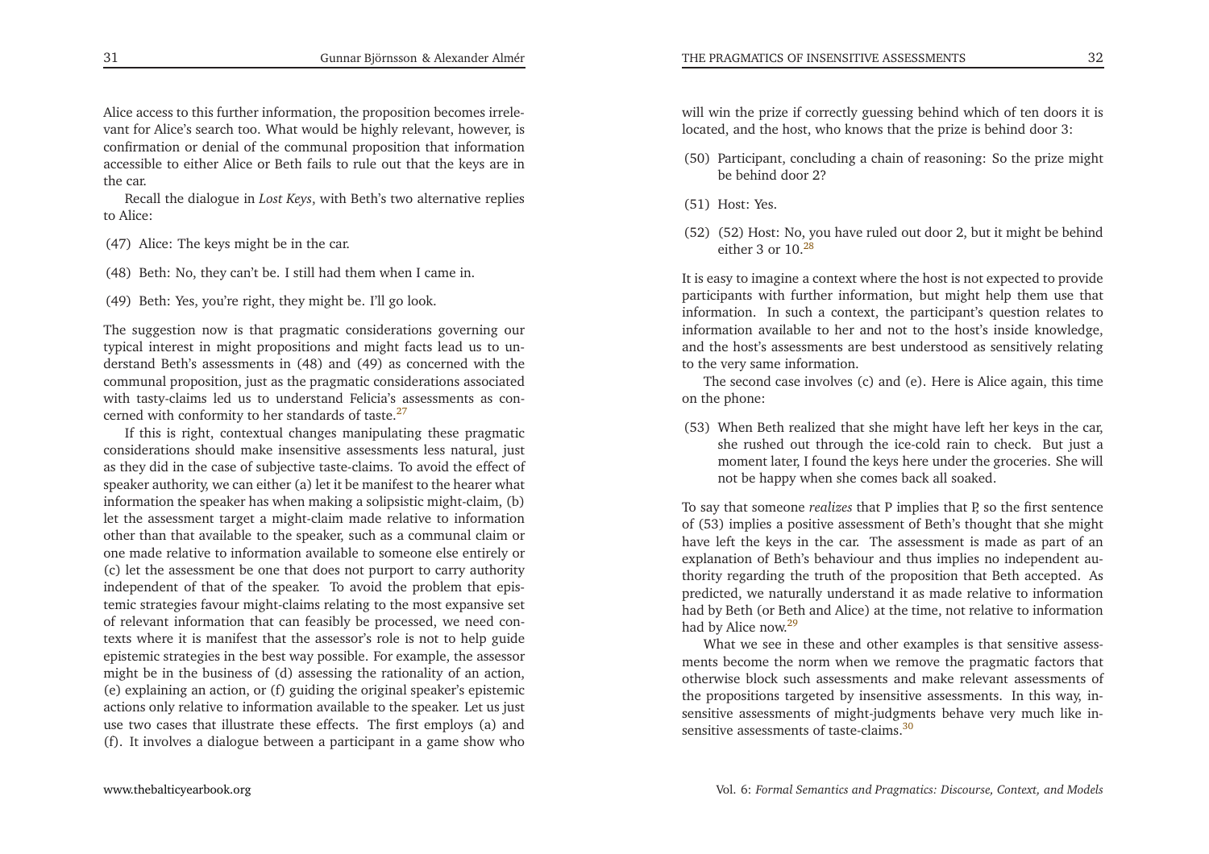Alice access to this further information, the proposition becomes irrelevant for Alice's search too. What would be highly relevant, however, is confirmation or denial of the communal proposition that information accessible to either Alice or Beth fails to rule out that the keys are in the car.

Recall the dialogue in *Lost Keys*, with Beth's two alternative replies to Alice:

(47) Alice: The keys might be in the car.

(48) Beth: No, they can't be. I still had them when I came in.

(49) Beth: Yes, you're right, they might be. I'll go look.

The suggestion now is that pragmatic considerations governing our typical interest in might propositions and might facts lead us to understand Beth's assessments in (48) and (49) as concerned with the communal proposition, just as the pragmatic considerations associated with tasty-claims led us to understand Felicia's assessments as concerned with conformity to her standards of taste.[27]

If this is right, contextual changes manipulating these pragmatic considerations should make insensitive assessments less natural, just as they did in the case of subjective taste-claims. To avoid the effect of speaker authority, we can either (a) let it be manifest to the hearer what information the speaker has when making a solipsistic might-claim, (b) let the assessment target a might-claim made relative to information other than that available to the speaker, such as a communal claim or one made relative to information available to someone else entirely or (c) let the assessment be one that does not purport to carry authority independent of that of the speaker. To avoid the problem that epistemic strategies favour might-claims relating to the most expansive set of relevant information that can feasibly be processed, we need contexts where it is manifest that the assessor's role is not to help guide epistemic strategies in the best way possible. For example, the assessor might be in the business of (d) assessing the rationality of an action, (e) explaining an action, or (f) guiding the original speaker's epistemic actions only relative to information available to the speaker. Let us just use two cases that illustrate these effects. The first employs (a) and (f). It involves a dialogue between a participant in a game show who will win the prize if correctly guessing behind which of ten doors it is located, and the host, who knows that the prize is behind door 3:

(50) Participant, concluding a chain of reasoning: So the prize might be behind door 2?

(51) Host: Yes.

(52) (52) Host: No, you have ruled out door 2, but it might be behind either 3 or 10.[28]

It is easy to imagine a context where the host is not expected to provide participants with further information, but might help them use that information. In such a context, the participant's question relates to information available to her and not to the host's inside knowledge, and the host's assessments are best understood as sensitively relating to the very same information.

The second case involves (c) and (e). Here is Alice again, this time on the phone:

(53) When Beth realized that she might have left her keys in the car, she rushed out through the ice-cold rain to check. But just a moment later, I found the keys here under the groceries. She will not be happy when she comes back all soaked.

To say that someone *realizes* that P implies that P, so the first sentence of (53) implies a positive assessment of Beth's thought that she might have left the keys in the car. The assessment is made as part of an explanation of Beth's behaviour and thus implies no independent authority regarding the truth of the proposition that Beth accepted. As predicted, we naturally understand it as made relative to information had by Beth (or Beth and Alice) at the time, not relative to information had by Alice now.[29]

What we see in these and other examples is that sensitive assessments become the norm when we remove the pragmatic factors that otherwise block such assessments and make relevant assessments of the propositions targeted by insensitive assessments. In this way, insensitive assessments of might-judgments behave very much like insensitive assessments of taste-claims.[30]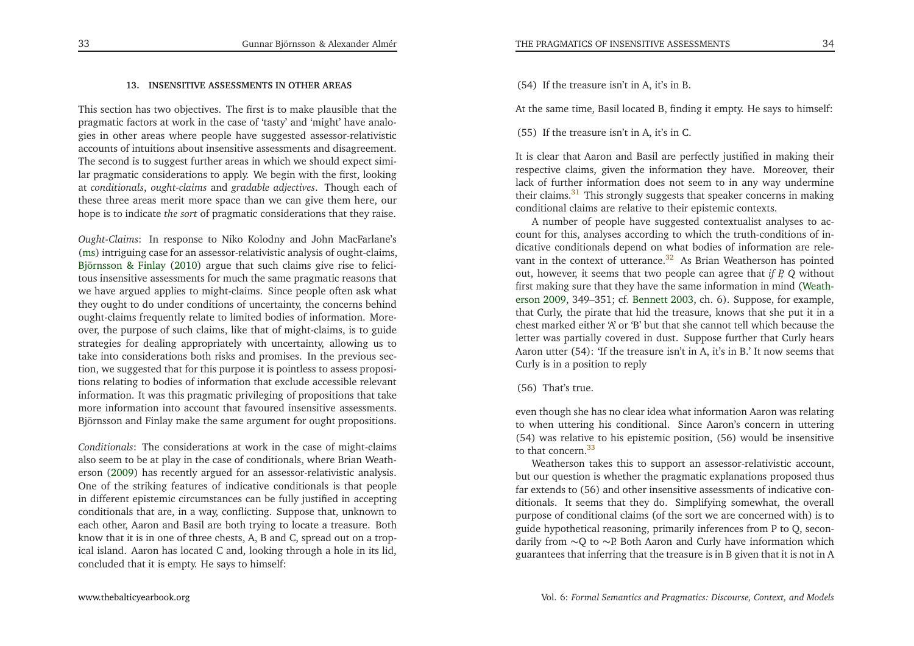### 13. INSENSITIVE ASSESSMENTS IN OTHER AREAS

This section has two objectives. The first is to make plausible that the pragmatic factors at work in the case of 'tasty' and 'might' have analogies in other areas where people have suggested assessor-relativistic accounts of intuitions about insensitive assessments and disagreement. The second is to suggest further areas in which we should expect similar pragmatic considerations to apply. We begin with the first, looking at *conditionals*, *ought-claims* and *gradable adjectives*. Though each of these three areas merit more space than we can give them here, our hope is to indicate *the sort* of pragmatic considerations that they raise.

*Ought-Claims*: In response to Niko Kolodny and John MacFarlane's (ms) intriguing case for an assessor-relativistic analysis of ought-claims, Björnsson & Finlay (2010) argue that such claims give rise to felicitous insensitive assessments for much the same pragmatic reasons that we have argued applies to might-claims. Since people often ask what they ought to do under conditions of uncertainty, the concerns behind ought-claims frequently relate to limited bodies of information. Moreover, the purpose of such claims, like that of might-claims, is to guide strategies for dealing appropriately with uncertainty, allowing us to take into considerations both risks and promises. In the previous section, we suggested that for this purpose it is pointless to assess propositions relating to bodies of information that exclude accessible relevant information. It was this pragmatic privileging of propositions that take more information into account that favoured insensitive assessments. Björnsson and Finlay make the same argument for ought propositions.

*Conditionals*: The considerations at work in the case of might-claims also seem to be at play in the case of conditionals, where Brian Weatherson (2009) has recently argued for an assessor-relativistic analysis. One of the striking features of indicative conditionals is that people in different epistemic circumstances can be fully justified in accepting conditionals that are, in a way, conflicting. Suppose that, unknown to each other, Aaron and Basil are both trying to locate a treasure. Both know that it is in one of three chests, A, B and C, spread out on a tropical island. Aaron has located C and, looking through a hole in its lid, concluded that it is empty. He says to himself:

(54) If the treasure isn't in A, it's in B.

At the same time, Basil located B, finding it empty. He says to himself:

(55) If the treasure isn't in A, it's in C.

It is clear that Aaron and Basil are perfectly justified in making their respective claims, given the information they have. Moreover, their lack of further information does not seem to in any way undermine their claims.[31] This strongly suggests that speaker concerns in making conditional claims are relative to their epistemic contexts.

A number of people have suggested contextualist analyses to account for this, analyses according to which the truth-conditions of indicative conditionals depend on what bodies of information are relevant in the context of utterance.[32] As Brian Weatherson has pointed out, however, it seems that two people can agree that *if P, Q* without first making sure that they have the same information in mind (Weatherson 2009, 349–351; cf. Bennett 2003, ch. 6). Suppose, for example, that Curly, the pirate that hid the treasure, knows that she put it in a chest marked either 'A' or 'B' but that she cannot tell which because the letter was partially covered in dust. Suppose further that Curly hears Aaron utter (54): 'If the treasure isn't in A, it's in B.' It now seems that Curly is in a position to reply

(56) That's true.

even though she has no clear idea what information Aaron was relating to when uttering his conditional. Since Aaron's concern in uttering (54) was relative to his epistemic position, (56) would be insensitive to that concern.[33]

Weatherson takes this to support an assessor-relativistic account, but our question is whether the pragmatic explanations proposed thus far extends to (56) and other insensitive assessments of indicative conditionals. It seems that they do. Simplifying somewhat, the overall purpose of conditional claims (of the sort we are concerned with) is to guide hypothetical reasoning, primarily inferences from P to Q, secondarily from ∼Q to ∼P. Both Aaron and Curly have information which guarantees that inferring that the treasure is in B given that it is not in A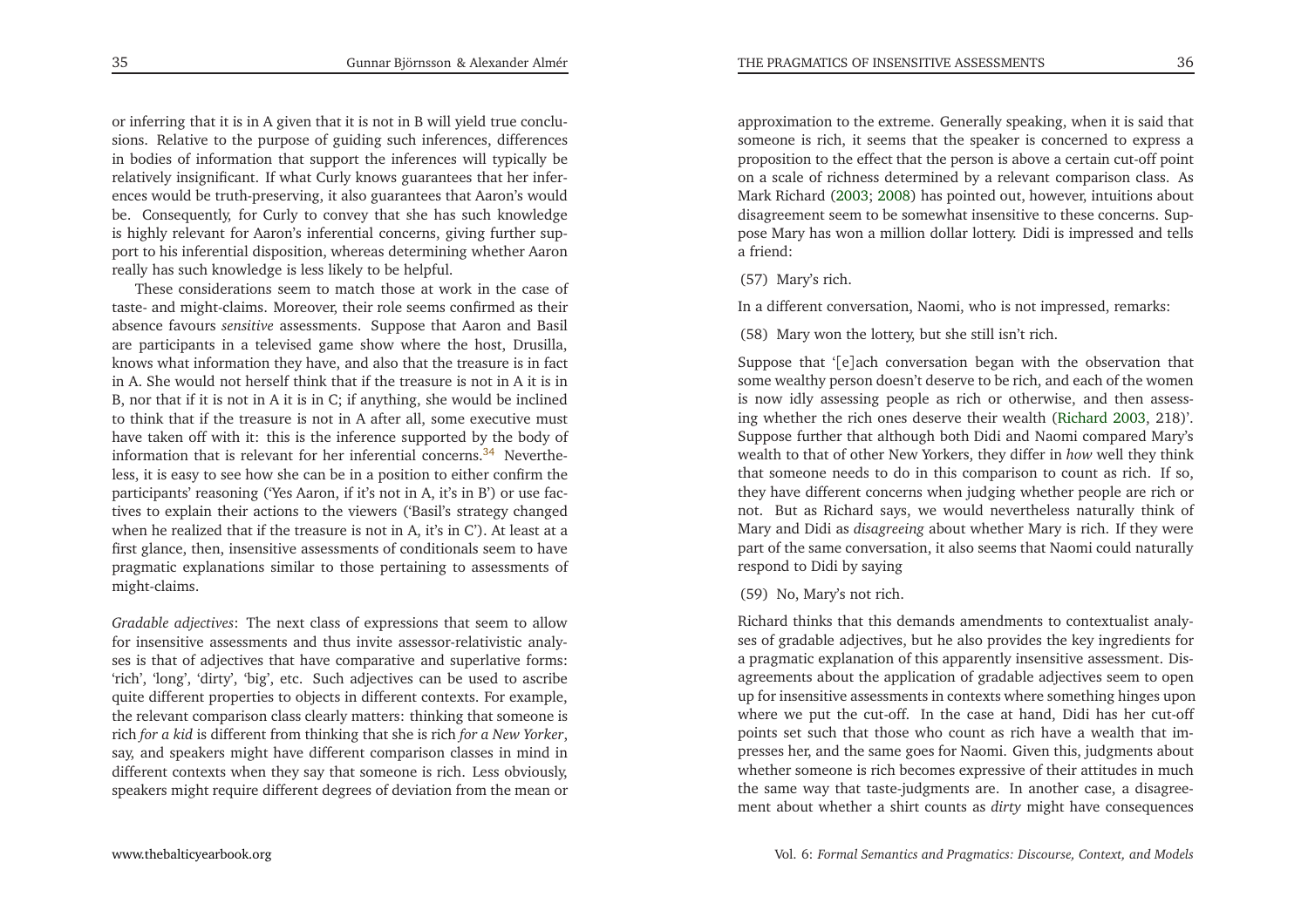or inferring that it is in A given that it is not in B will yield true conclusions. Relative to the purpose of guiding such inferences, differences in bodies of information that support the inferences will typically be relatively insignificant. If what Curly knows guarantees that her inferences would be truth-preserving, it also guarantees that Aaron's would be. Consequently, for Curly to convey that she has such knowledge is highly relevant for Aaron's inferential concerns, giving further support to his inferential disposition, whereas determining whether Aaron really has such knowledge is less likely to be helpful.

These considerations seem to match those at work in the case of taste- and might-claims. Moreover, their role seems confirmed as their absence favours *sensitive* assessments. Suppose that Aaron and Basil are participants in a televised game show where the host, Drusilla, knows what information they have, and also that the treasure is in fact in A. She would not herself think that if the treasure is not in A it is in B, nor that if it is not in A it is in C; if anything, she would be inclined to think that if the treasure is not in A after all, some executive must have taken off with it: this is the inference supported by the body of information that is relevant for her inferential concerns.[34] Nevertheless, it is easy to see how she can be in a position to either confirm the participants' reasoning ('Yes Aaron, if it's not in A, it's in B') or use factives to explain their actions to the viewers ('Basil's strategy changed when he realized that if the treasure is not in A, it's in C'). At least at a first glance, then, insensitive assessments of conditionals seem to have pragmatic explanations similar to those pertaining to assessments of might-claims.

*Gradable adjectives*: The next class of expressions that seem to allow for insensitive assessments and thus invite assessor-relativistic analyses is that of adjectives that have comparative and superlative forms: 'rich', 'long', 'dirty', 'big', etc. Such adjectives can be used to ascribe quite different properties to objects in different contexts. For example, the relevant comparison class clearly matters: thinking that someone is rich *for a kid* is different from thinking that she is rich *for a New Yorker*, say, and speakers might have different comparison classes in mind in different contexts when they say that someone is rich. Less obviously, speakers might require different degrees of deviation from the mean or approximation to the extreme. Generally speaking, when it is said that someone is rich, it seems that the speaker is concerned to express a proposition to the effect that the person is above a certain cut-off point on a scale of richness determined by a relevant comparison class. As Mark Richard (2003; 2008) has pointed out, however, intuitions about disagreement seem to be somewhat insensitive to these concerns. Suppose Mary has won a million dollar lottery. Didi is impressed and tells a friend:

(57) Mary's rich.

In a different conversation, Naomi, who is not impressed, remarks:

(58) Mary won the lottery, but she still isn't rich.

Suppose that '[e]ach conversation began with the observation that some wealthy person doesn't deserve to be rich, and each of the women is now idly assessing people as rich or otherwise, and then assessing whether the rich ones deserve their wealth (Richard 2003, 218)'. Suppose further that although both Didi and Naomi compared Mary's wealth to that of other New Yorkers, they differ in *how* well they think that someone needs to do in this comparison to count as rich. If so, they have different concerns when judging whether people are rich or not. But as Richard says, we would nevertheless naturally think of Mary and Didi as *disagreeing* about whether Mary is rich. If they were part of the same conversation, it also seems that Naomi could naturally respond to Didi by saying

(59) No, Mary's not rich.

Richard thinks that this demands amendments to contextualist analyses of gradable adjectives, but he also provides the key ingredients for a pragmatic explanation of this apparently insensitive assessment. Disagreements about the application of gradable adjectives seem to open up for insensitive assessments in contexts where something hinges upon where we put the cut-off. In the case at hand, Didi has her cut-off points set such that those who count as rich have a wealth that impresses her, and the same goes for Naomi. Given this, judgments about whether someone is rich becomes expressive of their attitudes in much the same way that taste-judgments are. In another case, a disagreement about whether a shirt counts as *dirty* might have consequences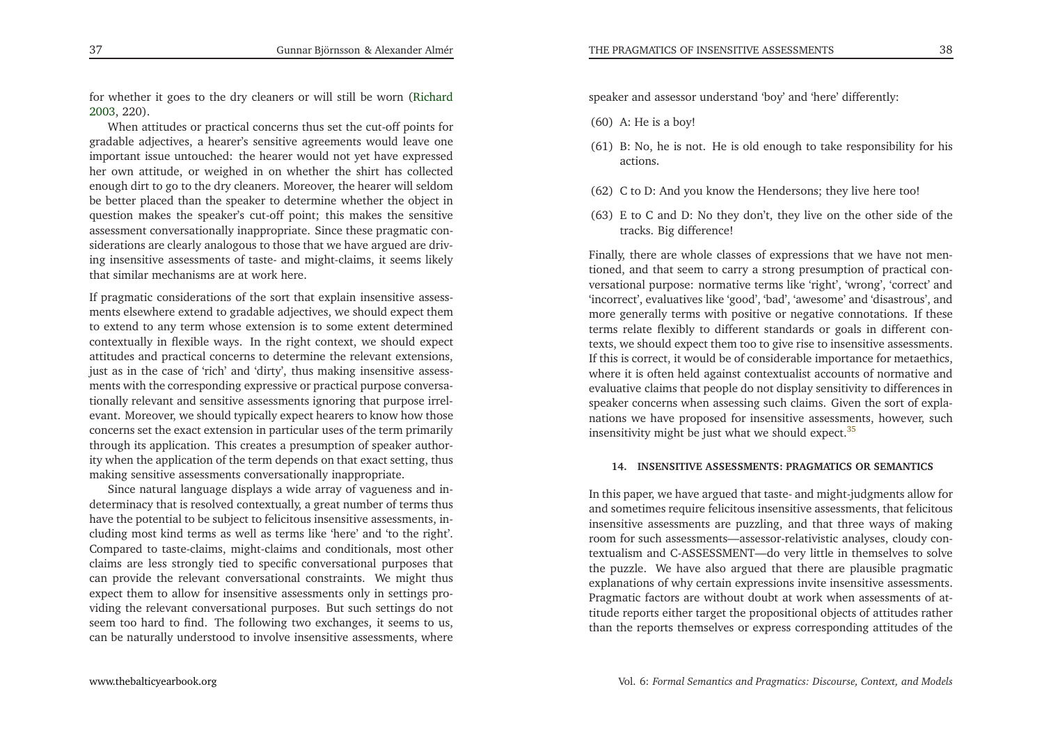for whether it goes to the dry cleaners or will still be worn (Richard 2003, 220).

When attitudes or practical concerns thus set the cut-off points for gradable adjectives, a hearer's sensitive agreements would leave one important issue untouched: the hearer would not yet have expressed her own attitude, or weighed in on whether the shirt has collected enough dirt to go to the dry cleaners. Moreover, the hearer will seldom be better placed than the speaker to determine whether the object in question makes the speaker's cut-off point; this makes the sensitive assessment conversationally inappropriate. Since these pragmatic considerations are clearly analogous to those that we have argued are driving insensitive assessments of taste- and might-claims, it seems likely that similar mechanisms are at work here.

If pragmatic considerations of the sort that explain insensitive assessments elsewhere extend to gradable adjectives, we should expect them to extend to any term whose extension is to some extent determined contextually in flexible ways. In the right context, we should expect attitudes and practical concerns to determine the relevant extensions, just as in the case of 'rich' and 'dirty', thus making insensitive assessments with the corresponding expressive or practical purpose conversationally relevant and sensitive assessments ignoring that purpose irrelevant. Moreover, we should typically expect hearers to know how those concerns set the exact extension in particular uses of the term primarily through its application. This creates a presumption of speaker authority when the application of the term depends on that exact setting, thus making sensitive assessments conversationally inappropriate.

Since natural language displays a wide array of vagueness and indeterminacy that is resolved contextually, a great number of terms thus have the potential to be subject to felicitous insensitive assessments, including most kind terms as well as terms like 'here' and 'to the right'. Compared to taste-claims, might-claims and conditionals, most other claims are less strongly tied to specific conversational purposes that can provide the relevant conversational constraints. We might thus expect them to allow for insensitive assessments only in settings providing the relevant conversational purposes. But such settings do not seem too hard to find. The following two exchanges, it seems to us, can be naturally understood to involve insensitive assessments, where speaker and assessor understand 'boy' and 'here' differently:

(60) A: He is a boy!

(61) B: No, he is not. He is old enough to take responsibility for his actions.

(62) C to D: And you know the Hendersons; they live here too!

(63) E to C and D: No they don't, they live on the other side of the tracks. Big difference!

Finally, there are whole classes of expressions that we have not mentioned, and that seem to carry a strong presumption of practical conversational purpose: normative terms like 'right', 'wrong', 'correct' and 'incorrect', evaluatives like 'good', 'bad', 'awesome' and 'disastrous', and more generally terms with positive or negative connotations. If these terms relate flexibly to different standards or goals in different contexts, we should expect them too to give rise to insensitive assessments. If this is correct, it would be of considerable importance for metaethics, where it is often held against contextualist accounts of normative and evaluative claims that people do not display sensitivity to differences in speaker concerns when assessing such claims. Given the sort of explanations we have proposed for insensitive assessments, however, such insensitivity might be just what we should expect.[35]

#### 14. INSENSITIVE ASSESSMENTS: PRAGMATICS OR SEMANTICS

In this paper, we have argued that taste- and might-judgments allow for and sometimes require felicitous insensitive assessments, that felicitous insensitive assessments are puzzling, and that three ways of making room for such assessments—assessor-relativistic analyses, cloudy contextualism and C-ASSESSMENT—do very little in themselves to solve the puzzle. We have also argued that there are plausible pragmatic explanations of why certain expressions invite insensitive assessments. Pragmatic factors are without doubt at work when assessments of attitude reports either target the propositional objects of attitudes rather than the reports themselves or express corresponding attitudes of the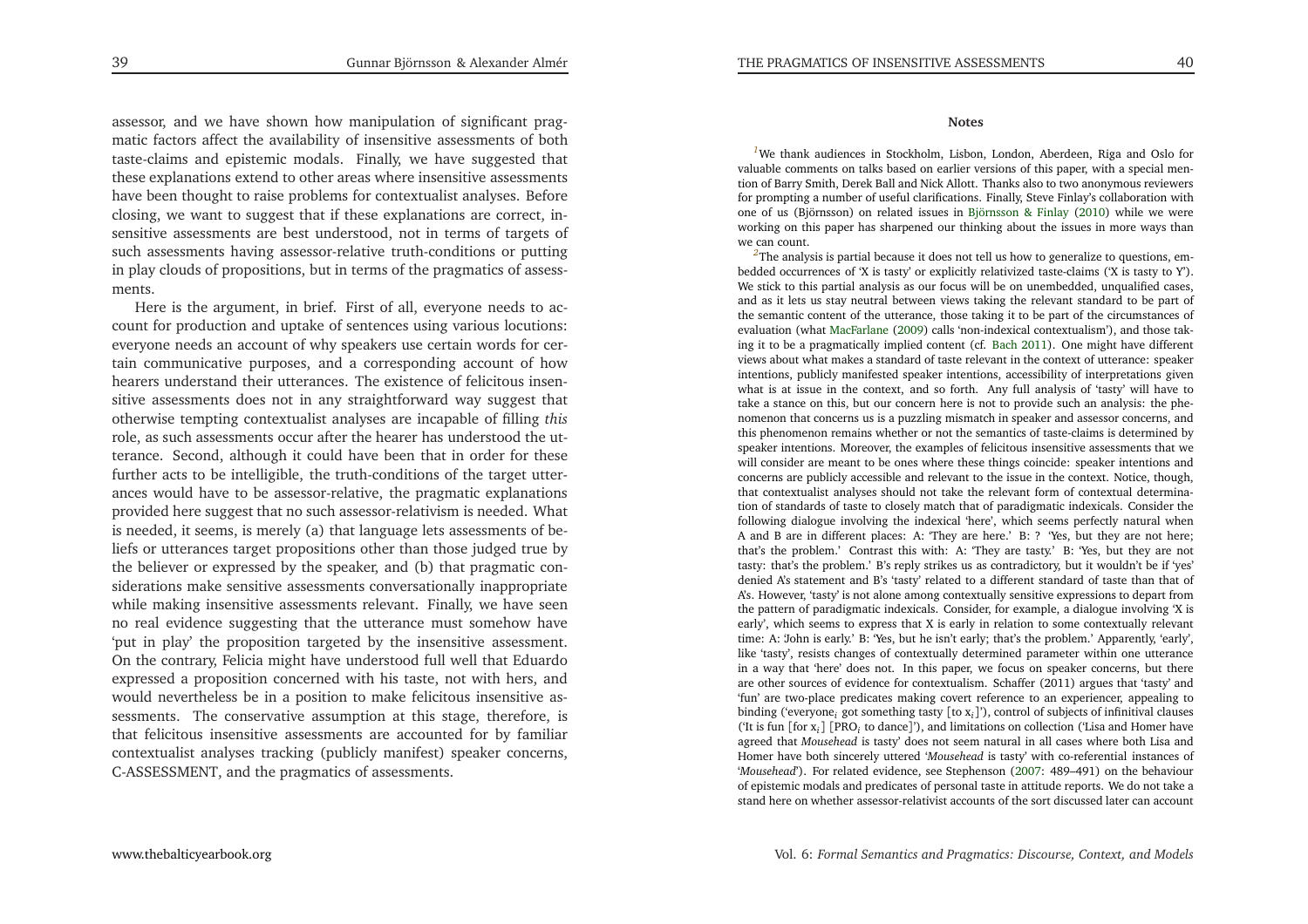assessor, and we have shown how manipulation of significant pragmatic factors affect the availability of insensitive assessments of both taste-claims and epistemic modals. Finally, we have suggested that these explanations extend to other areas where insensitive assessments have been thought to raise problems for contextualist analyses. Before closing, we want to suggest that if these explanations are correct, insensitive assessments are best understood, not in terms of targets of such assessments having assessor-relative truth-conditions or putting in play clouds of propositions, but in terms of the pragmatics of assessments.

Here is the argument, in brief. First of all, everyone needs to account for production and uptake of sentences using various locutions: everyone needs an account of why speakers use certain words for certain communicative purposes, and a corresponding account of how hearers understand their utterances. The existence of felicitous insensitive assessments does not in any straightforward way suggest that otherwise tempting contextualist analyses are incapable of filling *this* role, as such assessments occur after the hearer has understood the utterance. Second, although it could have been that in order for these further acts to be intelligible, the truth-conditions of the target utterances would have to be assessor-relative, the pragmatic explanations provided here suggest that no such assessor-relativism is needed. What is needed, it seems, is merely (a) that language lets assessments of beliefs or utterances target propositions other than those judged true by the believer or expressed by the speaker, and (b) that pragmatic considerations make sensitive assessments conversationally inappropriate while making insensitive assessments relevant. Finally, we have seen no real evidence suggesting that the utterance must somehow have 'put in play' the proposition targeted by the insensitive assessment. On the contrary, Felicia might have understood full well that Eduardo expressed a proposition concerned with his taste, not with hers, and would nevertheless be in a position to make felicitous insensitive assessments. The conservative assumption at this stage, therefore, is that felicitous insensitive assessments are accounted for by familiar contextualist analyses tracking (publicly manifest) speaker concerns, C-ASSESSMENT, and the pragmatics of assessments.

## Notes

[1] We thank audiences in Stockholm, Lisbon, London, Aberdeen, Riga and Oslo for valuable comments on talks based on earlier versions of this paper, with a special mention of Barry Smith, Derek Ball and Nick Allott. Thanks also to two anonymous reviewers for prompting a number of useful clarifications. Finally, Steve Finlay's collaboration with one of us (Björnsson) on related issues in Björnsson & Finlay (2010) while we were working on this paper has sharpened our thinking about the issues in more ways than we can count.

[2] The analysis is partial because it does not tell us how to generalize to questions, embedded occurrences of 'X is tasty' or explicitly relativized taste-claims ('X is tasty to Y'). We stick to this partial analysis as our focus will be on unembedded, unqualified cases, and as it lets us stay neutral between views taking the relevant standard to be part of the semantic content of the utterance, those taking it to be part of the circumstances of evaluation (what MacFarlane (2009) calls 'non-indexical contextualism'), and those taking it to be a pragmatically implied content (cf. Bach 2011). One might have different views about what makes a standard of taste relevant in the context of utterance: speaker intentions, publicly manifested speaker intentions, accessibility of interpretations given what is at issue in the context, and so forth. Any full analysis of 'tasty' will have to take a stance on this, but our concern here is not to provide such an analysis: the phenomenon that concerns us is a puzzling mismatch in speaker and assessor concerns, and this phenomenon remains whether or not the semantics of taste-claims is determined by speaker intentions. Moreover, the examples of felicitous insensitive assessments that we will consider are meant to be ones where these things coincide: speaker intentions and concerns are publicly accessible and relevant to the issue in the context. Notice, though, that contextualist analyses should not take the relevant form of contextual determination of standards of taste to closely match that of paradigmatic indexicals. Consider the following dialogue involving the indexical 'here', which seems perfectly natural when A and B are in different places: A: 'They are here.' B: ? 'Yes, but they are not here; that's the problem.' Contrast this with: A: 'They are tasty.' B: 'Yes, but they are not tasty: that's the problem.' B's reply strikes us as contradictory, but it wouldn't be if 'yes' denied A's statement and B's 'tasty' related to a different standard of taste than that of A's. However, 'tasty' is not alone among contextually sensitive expressions to depart from the pattern of paradigmatic indexicals. Consider, for example, a dialogue involving 'X is early', which seems to express that X is early in relation to some contextually relevant time: A: 'John is early.' B: 'Yes, but he isn't early; that's the problem.' Apparently, 'early', like 'tasty', resists changes of contextually determined parameter within one utterance in a way that 'here' does not. In this paper, we focus on speaker concerns, but there are other sources of evidence for contextualism. Schaffer (2011) argues that 'tasty' and 'fun' are two-place predicates making covert reference to an experiencer, appealing to binding ('everyone$_i$ got something tasty [to x$_i$]'), control of subjects of infinitival clauses ('It is fun [for x$_i$] [PRO$_i$ to dance]'), and limitations on collection ('Lisa and Homer have agreed that *Mousehead* is tasty' does not seem natural in all cases where both Lisa and Homer have both sincerely uttered '*Mousehead* is tasty' with co-referential instances of '*Mousehead*'). For related evidence, see Stephenson (2007: 489–491) on the behaviour of epistemic modals and predicates of personal taste in attitude reports. We do not take a stand here on whether assessor-relativist accounts of the sort discussed later can account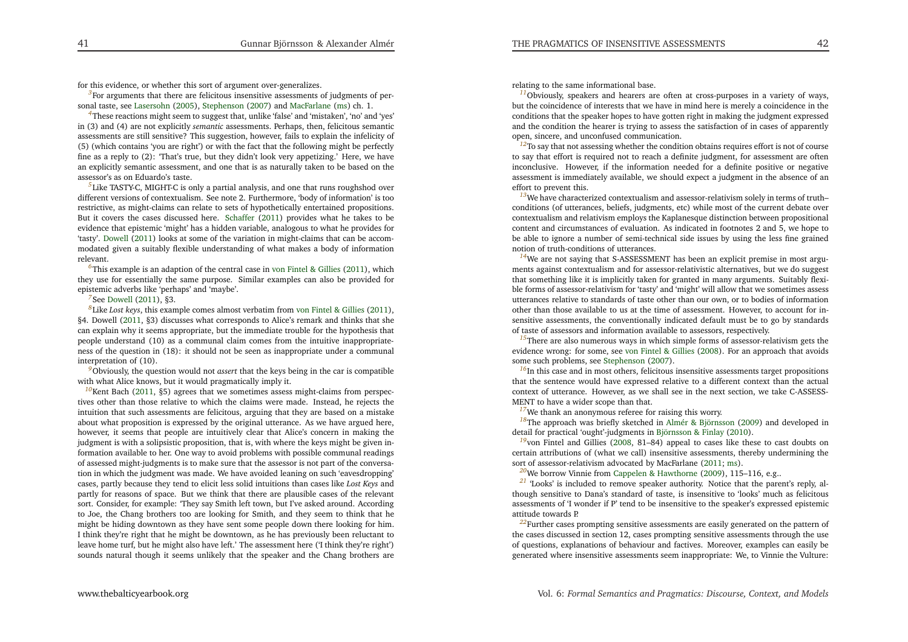for this evidence, or whether this sort of argument over-generalizes.

[3]For arguments that there are felicitous insensitive assessments of judgments of personal taste, see Lasersohn (2005), Stephenson (2007) and MacFarlane (ms) ch. 1.

[4]These reactions might seem to suggest that, unlike 'false' and 'mistaken', 'no' and 'yes' in (3) and (4) are not explicitly *semantic* assessments. Perhaps, then, felicitous semantic assessments are still sensitive? This suggestion, however, fails to explain the infelicity of (5) (which contains 'you are right') or with the fact that the following might be perfectly fine as a reply to (2): 'That's true, but they didn't look very appetizing.' Here, we have an explicitly semantic assessment, and one that is as naturally taken to be based on the assessor's as on Eduardo's taste.

[5]Like TASTY-C, MIGHT-C is only a partial analysis, and one that runs roughshod over different versions of contextualism. See note 2. Furthermore, 'body of information' is too restrictive, as might-claims can relate to sets of hypothetically entertained propositions. But it covers the cases discussed here. Schaffer (2011) provides what he takes to be evidence that epistemic 'might' has a hidden variable, analogous to what he provides for 'tasty'. Dowell (2011) looks at some of the variation in might-claims that can be accommodated given a suitably flexible understanding of what makes a body of information relevant.

[6]This example is an adaption of the central case in von Fintel & Gillies (2011), which they use for essentially the same purpose. Similar examples can also be provided for epistemic adverbs like 'perhaps' and 'maybe'.

[7]See Dowell (2011), §3.

[8]Like *Lost keys*, this example comes almost verbatim from von Fintel & Gillies (2011), §4. Dowell (2011, §3) discusses what corresponds to Alice's remark and thinks that she can explain why it seems appropriate, but the immediate trouble for the hypothesis that people understand (10) as a communal claim comes from the intuitive inappropriateness of the question in (18): it should not be seen as inappropriate under a communal interpretation of (10).

[9]Obviously, the question would not *assert* that the keys being in the car is compatible with what Alice knows, but it would pragmatically imply it.

[10]Kent Bach (2011, §5) agrees that we sometimes assess might-claims from perspectives other than those relative to which the claims were made. Instead, he rejects the intuition that such assessments are felicitous, arguing that they are based on a mistake about what proposition is expressed by the original utterance. As we have argued here, however, it seems that people are intuitively clear that Alice's concern in making the judgment is with a solipsistic proposition, that is, with where the keys might be given information available to her. One way to avoid problems with possible communal readings of assessed might-judgments is to make sure that the assessor is not part of the conversation in which the judgment was made. We have avoided leaning on such 'eavesdropping' cases, partly because they tend to elicit less solid intuitions than cases like *Lost Keys* and partly for reasons of space. But we think that there are plausible cases of the relevant sort. Consider, for example: 'They say Smith left town, but I've asked around. According to Joe, the Chang brothers too are looking for Smith, and they seem to think that he might be hiding downtown as they have sent some people down there looking for him. I think they're right that he might be downtown, as he has previously been reluctant to leave home turf, but he might also have left.' The assessment here ('I think they're right') sounds natural though it seems unlikely that the speaker and the Chang brothers are relating to the same informational base.

[11]Obviously, speakers and hearers are often at cross-purposes in a variety of ways, but the coincidence of interests that we have in mind here is merely a coincidence in the conditions that the speaker hopes to have gotten right in making the judgment expressed and the condition the hearer is trying to assess the satisfaction of in cases of apparently open, sincere, and unconfused communication.

[12]To say that not assessing whether the condition obtains requires effort is not of course to say that effort is required not to reach a definite judgment, for assessment are often inconclusive. However, if the information needed for a definite positive or negative assessment is immediately available, we should expect a judgment in the absence of an effort to prevent this.

[13]We have characterized contextualism and assessor-relativism solely in terms of truth–conditions (of utterances, beliefs, judgments, etc) while most of the current debate over contextualism and relativism employs the Kaplanesque distinction between propositional content and circumstances of evaluation. As indicated in footnotes 2 and 5, we hope to be able to ignore a number of semi-technical side issues by using the less fine grained notion of truth-conditions of utterances.

[14]We are not saying that S-ASSESSMENT has been an explicit premise in most arguments against contextualism and for assessor-relativistic alternatives, but we do suggest that something like it is implicitly taken for granted in many arguments. Suitably flexible forms of assessor-relativism for 'tasty' and 'might' will allow that we sometimes assess utterances relative to standards of taste other than our own, or to bodies of information other than those available to us at the time of assessment. However, to account for insensitive assessments, the conventionally indicated default must be to go by standards of taste of assessors and information available to assessors, respectively.

[15]There are also numerous ways in which simple forms of assessor-relativism gets the evidence wrong: for some, see von Fintel & Gillies (2008). For an approach that avoids some such problems, see Stephenson (2007).

[16]In this case and in most others, felicitous insensitive assessments target propositions that the sentence would have expressed relative to a different context than the actual context of utterance. However, as we shall see in the next section, we take C-ASSESSMENT to have a wider scope than that.

[17]We thank an anonymous referee for raising this worry.

[18]The approach was briefly sketched in Almér & Björnsson (2009) and developed in detail for practical 'ought'-judgments in Björnsson & Finlay (2010).

[19]von Fintel and Gillies (2008, 81–84) appeal to cases like these to cast doubts on certain attributions of (what we call) insensitive assessments, thereby undermining the sort of assessor-relativism advocated by MacFarlane (2011; ms).

[20]We borrow Vinnie from Cappelen & Hawthorne (2009), 115–116, e.g..

[21] 'Looks' is included to remove speaker authority. Notice that the parent's reply, although sensitive to Dana's standard of taste, is insensitive to 'looks' much as felicitous assessments of 'I wonder if P' tend to be insensitive to the speaker's expressed epistemic attitude towards P.

[22]Further cases prompting sensitive assessments are easily generated on the pattern of the cases discussed in section 12, cases prompting sensitive assessments through the use of questions, explanations of behaviour and factives. Moreover, examples can easily be generated where insensitive assessments seem inappropriate: We, to Vinnie the Vulture: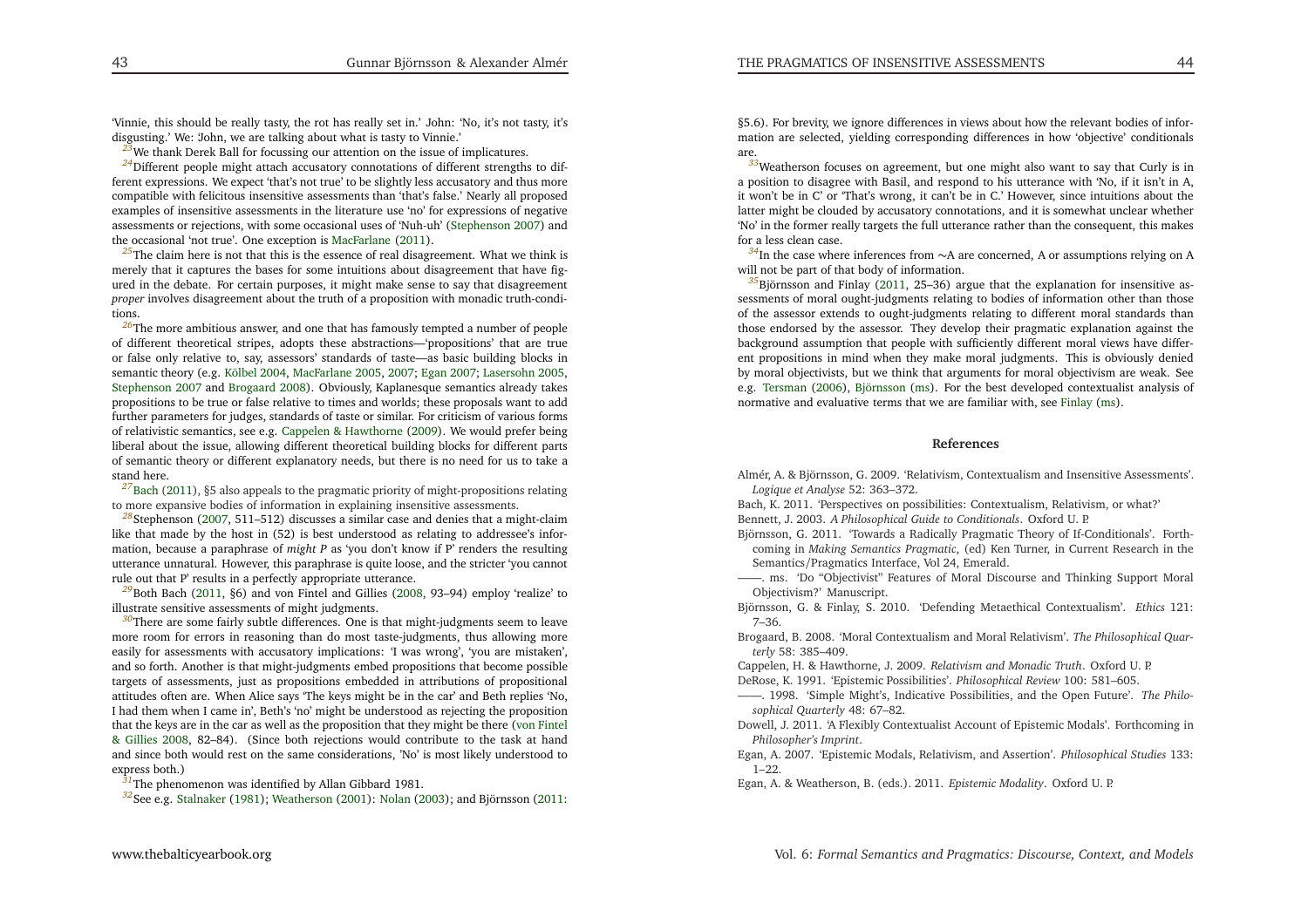'Vinnie, this should be really tasty, the rot has really set in.' John: 'No, it's not tasty, it's disgusting.' We: 'John, we are talking about what is tasty to Vinnie.'

[23] We thank Derek Ball for focussing our attention on the issue of implicatures.

[24] Different people might attach accusatory connotations of different strengths to different expressions. We expect 'that's not true' to be slightly less accusatory and thus more compatible with felicitous insensitive assessments than 'that's false.' Nearly all proposed examples of insensitive assessments in the literature use 'no' for expressions of negative assessments or rejections, with some occasional uses of 'Nuh-uh' (Stephenson 2007) and the occasional 'not true'. One exception is MacFarlane (2011).

[25] The claim here is not that this is the essence of real disagreement. What we think is merely that it captures the bases for some intuitions about disagreement that have figured in the debate. For certain purposes, it might make sense to say that disagreement *proper* involves disagreement about the truth of a proposition with monadic truth-conditions.

[26] The more ambitious answer, and one that has famously tempted a number of people of different theoretical stripes, adopts these abstractions—'propositions' that are true or false only relative to, say, assessors' standards of taste—as basic building blocks in semantic theory (e.g. Kölbel 2004, MacFarlane 2005, 2007; Egan 2007; Lasersohn 2005, Stephenson 2007 and Brogaard 2008). Obviously, Kaplanesque semantics already takes propositions to be true or false relative to times and worlds; these proposals want to add further parameters for judges, standards of taste or similar. For criticism of various forms of relativistic semantics, see e.g. Cappelen & Hawthorne (2009). We would prefer being liberal about the issue, allowing different theoretical building blocks for different parts of semantic theory or different explanatory needs, but there is no need for us to take a stand here.

[27] Bach (2011), §5 also appeals to the pragmatic priority of might-propositions relating to more expansive bodies of information in explaining insensitive assessments.

[28] Stephenson (2007, 511–512) discusses a similar case and denies that a might-claim like that made by the host in (52) is best understood as relating to addressee's information, because a paraphrase of *might P* as 'you don't know if P' renders the resulting utterance unnatural. However, this paraphrase is quite loose, and the stricter 'you cannot rule out that P' results in a perfectly appropriate utterance.

[29] Both Bach (2011, §6) and von Fintel and Gillies (2008, 93–94) employ 'realize' to illustrate sensitive assessments of might judgments.

[30] There are some fairly subtle differences. One is that might-judgments seem to leave more room for errors in reasoning than do most taste-judgments, thus allowing more easily for assessments with accusatory implications: 'I was wrong', 'you are mistaken', and so forth. Another is that might-judgments embed propositions that become possible targets of assessments, just as propositions embedded in attributions of propositional attitudes often are. When Alice says 'The keys might be in the car' and Beth replies 'No, I had them when I came in', Beth's 'no' might be understood as rejecting the proposition that the keys are in the car as well as the proposition that they might be there (von Fintel & Gillies 2008, 82–84). (Since both rejections would contribute to the task at hand and since both would rest on the same considerations, 'No' is most likely understood to express both.)

[31] The phenomenon was identified by Allan Gibbard 1981.

[32] See e.g. Stalnaker (1981); Weatherson (2001): Nolan (2003); and Björnsson (2011: §5.6). For brevity, we ignore differences in views about how the relevant bodies of information are selected, yielding corresponding differences in how 'objective' conditionals are.

[33] Weatherson focuses on agreement, but one might also want to say that Curly is in a position to disagree with Basil, and respond to his utterance with 'No, if it isn't in A, it won't be in C' or 'That's wrong, it can't be in C.' However, since intuitions about the latter might be clouded by accusatory connotations, and it is somewhat unclear whether 'No' in the former really targets the full utterance rather than the consequent, this makes for a less clean case.

[34] In the case where inferences from ∼A are concerned, A or assumptions relying on A will not be part of that body of information.

[35] Björnsson and Finlay (2011, 25–36) argue that the explanation for insensitive assessments of moral ought-judgments relating to bodies of information other than those of the assessor extends to ought-judgments relating to different moral standards than those endorsed by the assessor. They develop their pragmatic explanation against the background assumption that people with sufficiently different moral views have different propositions in mind when they make moral judgments. This is obviously denied by moral objectivists, but we think that arguments for moral objectivism are weak. See e.g. Tersman (2006), Björnsson (ms). For the best developed contextualist analysis of normative and evaluative terms that we are familiar with, see Finlay (ms).

## References

Almér, A. & Björnsson, G. 2009. 'Relativism, Contextualism and Insensitive Assessments'. *Logique et Analyse* 52: 363–372.

Bach, K. 2011. 'Perspectives on possibilities: Contextualism, Relativism, or what?'

Bennett, J. 2003. *A Philosophical Guide to Conditionals*. Oxford U. P.

Björnsson, G. 2011. 'Towards a Radically Pragmatic Theory of If-Conditionals'. Forthcoming in *Making Semantics Pragmatic*, (ed) Ken Turner, in Current Research in the Semantics/Pragmatics Interface, Vol 24, Emerald.

——. ms. 'Do "Objectivist" Features of Moral Discourse and Thinking Support Moral Objectivism?' Manuscript.

Björnsson, G. & Finlay, S. 2010. 'Defending Metaethical Contextualism'. *Ethics* 121: 7–36.

Brogaard, B. 2008. 'Moral Contextualism and Moral Relativism'. *The Philosophical Quarterly* 58: 385–409.

Cappelen, H. & Hawthorne, J. 2009. *Relativism and Monadic Truth*. Oxford U. P.

DeRose, K. 1991. 'Epistemic Possibilities'. *Philosophical Review* 100: 581–605.

——. 1998. 'Simple Might's, Indicative Possibilities, and the Open Future'. *The Philosophical Quarterly* 48: 67–82.

Dowell, J. 2011. 'A Flexibly Contextualist Account of Epistemic Modals'. Forthcoming in *Philosopher's Imprint*.

Egan, A. 2007. 'Epistemic Modals, Relativism, and Assertion'. *Philosophical Studies* 133: 1–22.

Egan, A. & Weatherson, B. (eds.). 2011. *Epistemic Modality*. Oxford U. P.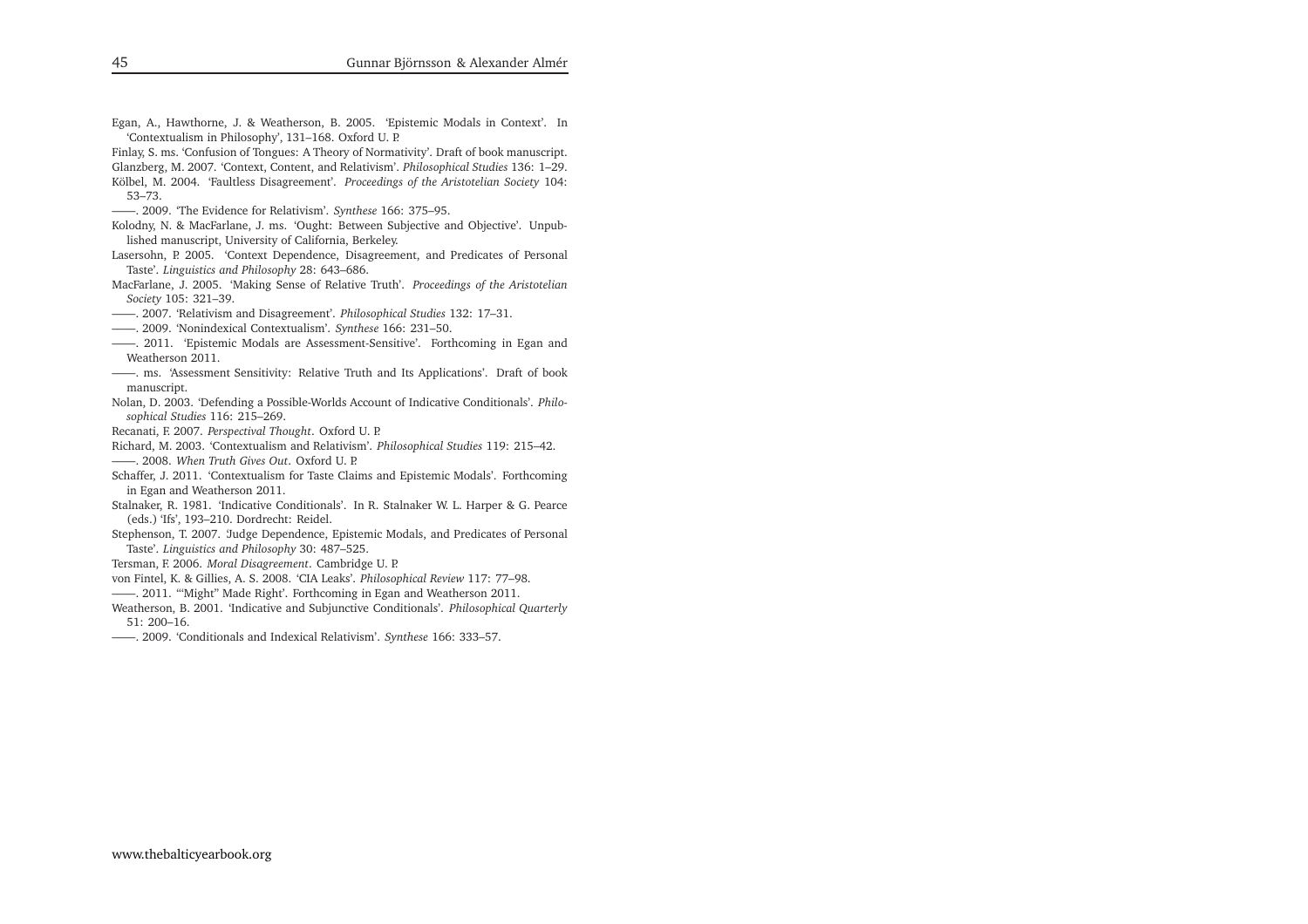Egan, A., Hawthorne, J. & Weatherson, B. 2005. 'Epistemic Modals in Context'. In 'Contextualism in Philosophy', 131–168. Oxford U. P.

Finlay, S. ms. 'Confusion of Tongues: A Theory of Normativity'. Draft of book manuscript.

Glanzberg, M. 2007. 'Context, Content, and Relativism'. *Philosophical Studies* 136: 1–29.

Kölbel, M. 2004. 'Faultless Disagreement'. *Proceedings of the Aristotelian Society* 104: 53–73.

——. 2009. 'The Evidence for Relativism'. *Synthese* 166: 375–95.

Kolodny, N. & MacFarlane, J. ms. 'Ought: Between Subjective and Objective'. Unpublished manuscript, University of California, Berkeley.

Lasersohn, P. 2005. 'Context Dependence, Disagreement, and Predicates of Personal Taste'. *Linguistics and Philosophy* 28: 643–686.

MacFarlane, J. 2005. 'Making Sense of Relative Truth'. *Proceedings of the Aristotelian Society* 105: 321–39.

——. 2007. 'Relativism and Disagreement'. *Philosophical Studies* 132: 17–31.

——. 2009. 'Nonindexical Contextualism'. *Synthese* 166: 231–50.

——. 2011. 'Epistemic Modals are Assessment-Sensitive'. Forthcoming in Egan and Weatherson 2011.

——. ms. 'Assessment Sensitivity: Relative Truth and Its Applications'. Draft of book manuscript.

Nolan, D. 2003. 'Defending a Possible-Worlds Account of Indicative Conditionals'. *Philosophical Studies* 116: 215–269.

Recanati, F. 2007. *Perspectival Thought*. Oxford U. P.

Richard, M. 2003. 'Contextualism and Relativism'. *Philosophical Studies* 119: 215–42.

——. 2008. *When Truth Gives Out*. Oxford U. P.

Schaffer, J. 2011. 'Contextualism for Taste Claims and Epistemic Modals'. Forthcoming in Egan and Weatherson 2011.

Stalnaker, R. 1981. 'Indicative Conditionals'. In R. Stalnaker W. L. Harper & G. Pearce (eds.) 'Ifs', 193–210. Dordrecht: Reidel.

Stephenson, T. 2007. 'Judge Dependence, Epistemic Modals, and Predicates of Personal Taste'. *Linguistics and Philosophy* 30: 487–525.

Tersman, F. 2006. *Moral Disagreement*. Cambridge U. P.

von Fintel, K. & Gillies, A. S. 2008. 'CIA Leaks'. *Philosophical Review* 117: 77–98.

——. 2011. '"Might" Made Right'. Forthcoming in Egan and Weatherson 2011.

Weatherson, B. 2001. 'Indicative and Subjunctive Conditionals'. *Philosophical Quarterly* 51: 200–16.

——. 2009. 'Conditionals and Indexical Relativism'. *Synthese* 166: 333–57.